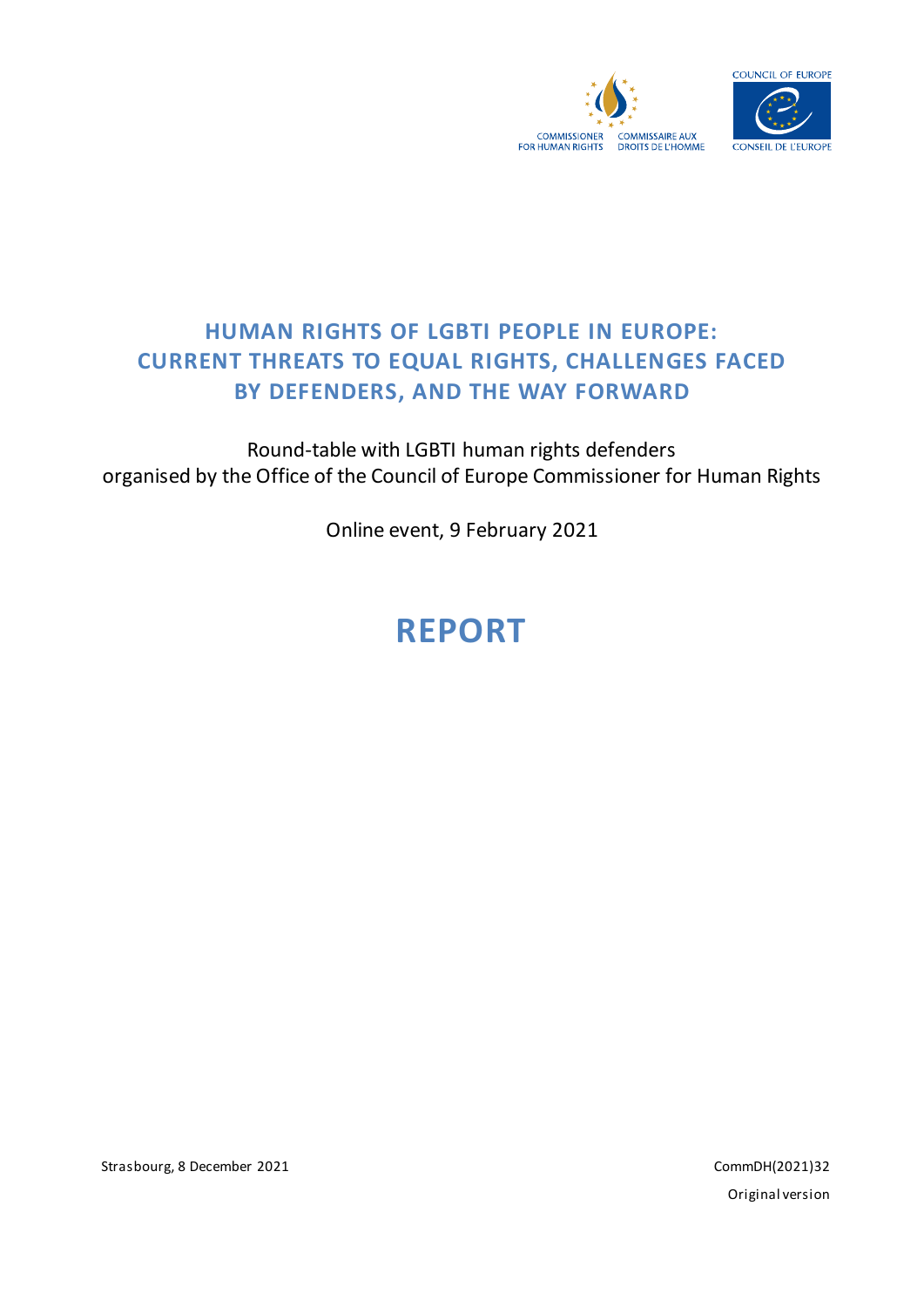COMMISSIONER FOR HUMAN RIGHTS | COMMISSAIRE AUX DROITS DE L'HOMME

COUNCIL OF EUROPE | CONSEIL DE L'EUROPE

# HUMAN RIGHTS OF LGBTI PEOPLE IN EUROPE: CURRENT THREATS TO EQUAL RIGHTS, CHALLENGES FACED BY DEFENDERS, AND THE WAY FORWARD

Round-table with LGBTI human rights defenders
organised by the Office of the Council of Europe Commissioner for Human Rights

Online event, 9 February 2021

# REPORT

Strasbourg, 8 December 2021

CommDH(2021)32

Original version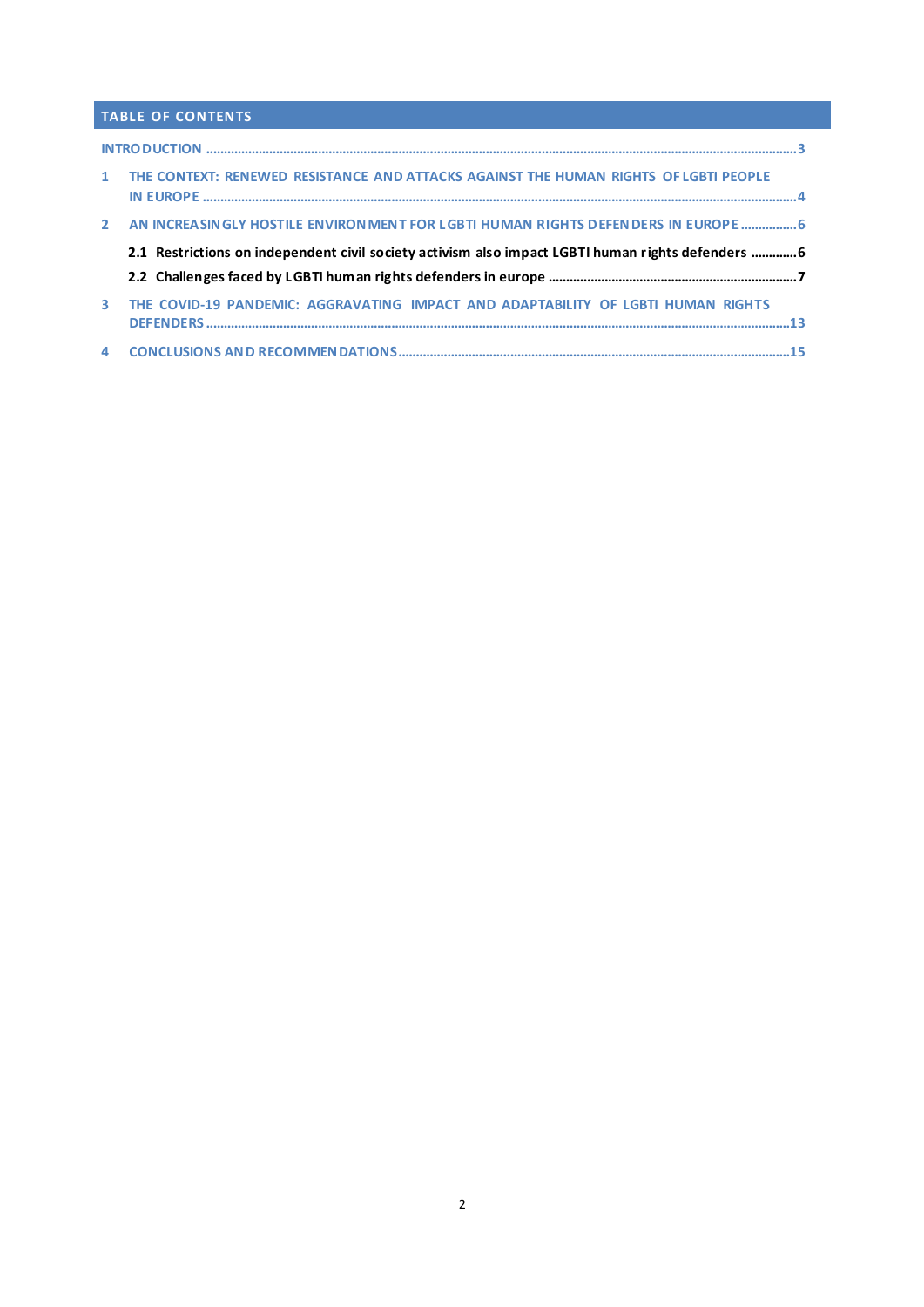## TABLE OF CONTENTS

INTRODUCTION ........................................................................................................................................................3

1 THE CONTEXT: RENEWED RESISTANCE AND ATTACKS AGAINST THE HUMAN RIGHTS OF LGBTI PEOPLE IN EUROPE ........................................................................................................................................................4

2 AN INCREASINGLY HOSTILE ENVIRONMENT FOR LGBTI HUMAN RIGHTS DEFENDERS IN EUROPE ................6

**2.1 Restrictions on independent civil society activism also impact LGBTI human rights defenders .............6**

**2.2 Challenges faced by LGBTI human rights defenders in europe .......................................................................7**

3 THE COVID-19 PANDEMIC: AGGRAVATING IMPACT AND ADAPTABILITY OF LGBTI HUMAN RIGHTS DEFENDERS ........................................................................................................................................................13

4 CONCLUSIONS AND RECOMMENDATIONS..............................................................................................................15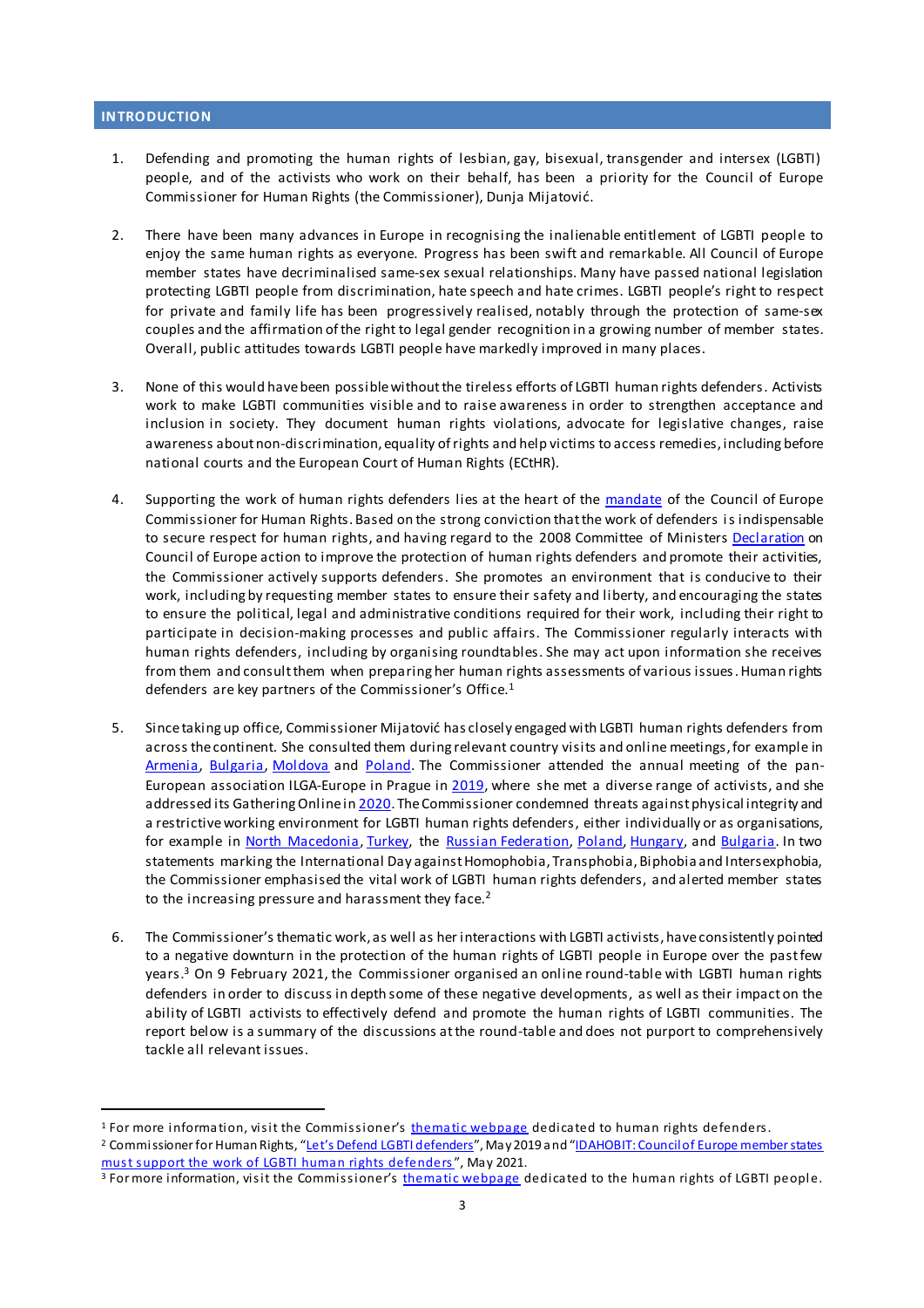## INTRODUCTION

1. Defending and promoting the human rights of lesbian, gay, bisexual, transgender and intersex (LGBTI) people, and of the activists who work on their behalf, has been a priority for the Council of Europe Commissioner for Human Rights (the Commissioner), Dunja Mijatović.

2. There have been many advances in Europe in recognising the inalienable entitlement of LGBTI people to enjoy the same human rights as everyone. Progress has been swift and remarkable. All Council of Europe member states have decriminalised same-sex sexual relationships. Many have passed national legislation protecting LGBTI people from discrimination, hate speech and hate crimes. LGBTI people's right to respect for private and family life has been progressively realised, notably through the protection of same-sex couples and the affirmation of the right to legal gender recognition in a growing number of member states. Overall, public attitudes towards LGBTI people have markedly improved in many places.

3. None of this would have been possible without the tireless efforts of LGBTI human rights defenders. Activists work to make LGBTI communities visible and to raise awareness in order to strengthen acceptance and inclusion in society. They document human rights violations, advocate for legislative changes, raise awareness about non-discrimination, equality of rights and help victims to access remedies, including before national courts and the European Court of Human Rights (ECtHR).

4. Supporting the work of human rights defenders lies at the heart of the mandate of the Council of Europe Commissioner for Human Rights. Based on the strong conviction that the work of defenders is indispensable to secure respect for human rights, and having regard to the 2008 Committee of Ministers Declaration on Council of Europe action to improve the protection of human rights defenders and promote their activities, the Commissioner actively supports defenders. She promotes an environment that is conducive to their work, including by requesting member states to ensure their safety and liberty, and encouraging the states to ensure the political, legal and administrative conditions required for their work, including their right to participate in decision-making processes and public affairs. The Commissioner regularly interacts with human rights defenders, including by organising roundtables. She may act upon information she receives from them and consult them when preparing her human rights assessments of various issues. Human rights defenders are key partners of the Commissioner's Office.[1]

5. Since taking up office, Commissioner Mijatović has closely engaged with LGBTI human rights defenders from across the continent. She consulted them during relevant country visits and online meetings, for example in Armenia, Bulgaria, Moldova and Poland. The Commissioner attended the annual meeting of the pan-European association ILGA-Europe in Prague in 2019, where she met a diverse range of activists, and she addressed its Gathering Online in 2020. The Commissioner condemned threats against physical integrity and a restrictive working environment for LGBTI human rights defenders, either individually or as organisations, for example in North Macedonia, Turkey, the Russian Federation, Poland, Hungary, and Bulgaria. In two statements marking the International Day against Homophobia, Transphobia, Biphobia and Intersexphobia, the Commissioner emphasised the vital work of LGBTI human rights defenders, and alerted member states to the increasing pressure and harassment they face.[2]

6. The Commissioner's thematic work, as well as her interactions with LGBTI activists, have consistently pointed to a negative downturn in the protection of the human rights of LGBTI people in Europe over the past few years.[3] On 9 February 2021, the Commissioner organised an online round-table with LGBTI human rights defenders in order to discuss in depth some of these negative developments, as well as their impact on the ability of LGBTI activists to effectively defend and promote the human rights of LGBTI communities. The report below is a summary of the discussions at the round-table and does not purport to comprehensively tackle all relevant issues.

---

[1] For more information, visit the Commissioner's thematic webpage dedicated to human rights defenders.

[2] Commissioner for Human Rights, "Let's Defend LGBTI defenders", May 2019 and "IDAHOBIT: Council of Europe member states must support the work of LGBTI human rights defenders", May 2021.

[3] For more information, visit the Commissioner's thematic webpage dedicated to the human rights of LGBTI people.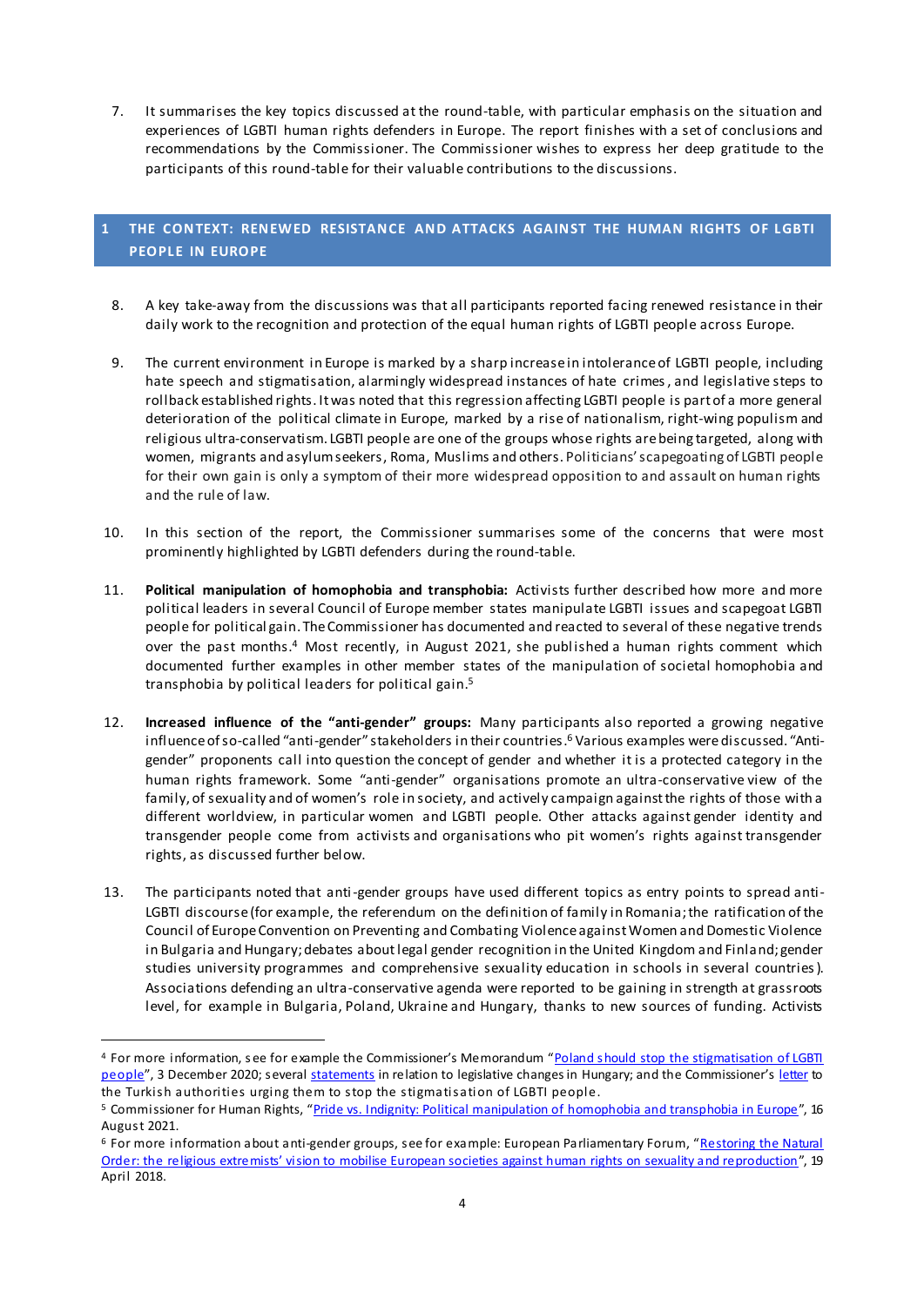7. It summarises the key topics discussed at the round-table, with particular emphasis on the situation and experiences of LGBTI human rights defenders in Europe. The report finishes with a set of conclusions and recommendations by the Commissioner. The Commissioner wishes to express her deep gratitude to the participants of this round-table for their valuable contributions to the discussions.

## 1 THE CONTEXT: RENEWED RESISTANCE AND ATTACKS AGAINST THE HUMAN RIGHTS OF LGBTI PEOPLE IN EUROPE

8. A key take-away from the discussions was that all participants reported facing renewed resistance in their daily work to the recognition and protection of the equal human rights of LGBTI people across Europe.

9. The current environment in Europe is marked by a sharp increase in intolerance of LGBTI people, including hate speech and stigmatisation, alarmingly widespread instances of hate crimes, and legislative steps to rollback established rights. It was noted that this regression affecting LGBTI people is part of a more general deterioration of the political climate in Europe, marked by a rise of nationalism, right-wing populism and religious ultra-conservatism. LGBTI people are one of the groups whose rights are being targeted, along with women, migrants and asylum seekers, Roma, Muslims and others. Politicians' scapegoating of LGBTI people for their own gain is only a symptom of their more widespread opposition to and assault on human rights and the rule of law.

10. In this section of the report, the Commissioner summarises some of the concerns that were most prominently highlighted by LGBTI defenders during the round-table.

11. **Political manipulation of homophobia and transphobia:** Activists further described how more and more political leaders in several Council of Europe member states manipulate LGBTI issues and scapegoat LGBTI people for political gain. The Commissioner has documented and reacted to several of these negative trends over the past months.[4] Most recently, in August 2021, she published a human rights comment which documented further examples in other member states of the manipulation of societal homophobia and transphobia by political leaders for political gain.[5]

12. **Increased influence of the "anti-gender" groups:** Many participants also reported a growing negative influence of so-called "anti-gender" stakeholders in their countries.[6] Various examples were discussed. "Anti-gender" proponents call into question the concept of gender and whether it is a protected category in the human rights framework. Some "anti-gender" organisations promote an ultra-conservative view of the family, of sexuality and of women's role in society, and actively campaign against the rights of those with a different worldview, in particular women and LGBTI people. Other attacks against gender identity and transgender people come from activists and organisations who pit women's rights against transgender rights, as discussed further below.

13. The participants noted that anti-gender groups have used different topics as entry points to spread anti-LGBTI discourse (for example, the referendum on the definition of family in Romania; the ratification of the Council of Europe Convention on Preventing and Combating Violence against Women and Domestic Violence in Bulgaria and Hungary; debates about legal gender recognition in the United Kingdom and Finland; gender studies university programmes and comprehensive sexuality education in schools in several countries). Associations defending an ultra-conservative agenda were reported to be gaining in strength at grassroots level, for example in Bulgaria, Poland, Ukraine and Hungary, thanks to new sources of funding. Activists

---

[4] For more information, see for example the Commissioner's Memorandum "Poland should stop the stigmatisation of LGBTI people", 3 December 2020; several statements in relation to legislative changes in Hungary; and the Commissioner's letter to the Turkish authorities urging them to stop the stigmatisation of LGBTI people.

[5] Commissioner for Human Rights, "Pride vs. Indignity: Political manipulation of homophobia and transphobia in Europe", 16 August 2021.

[6] For more information about anti-gender groups, see for example: European Parliamentary Forum, "Restoring the Natural Order: the religious extremists' vision to mobilise European societies against human rights on sexuality and reproduction", 19 April 2018.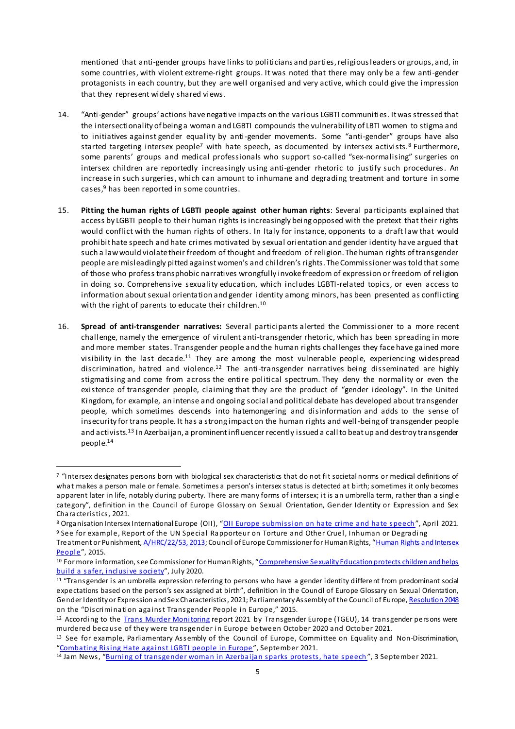mentioned that anti-gender groups have links to politicians and parties, religious leaders or groups, and, in some countries, with violent extreme-right groups. It was noted that there may only be a few anti-gender protagonists in each country, but they are well organised and very active, which could give the impression that they represent widely shared views.

14. "Anti-gender" groups' actions have negative impacts on the various LGBTI communities. It was stressed that the intersectionality of being a woman and LGBTI compounds the vulnerability of LBTI women to stigma and to initiatives against gender equality by anti-gender movements. Some "anti-gender" groups have also started targeting intersex people[7] with hate speech, as documented by intersex activists.[8] Furthermore, some parents' groups and medical professionals who support so-called "sex-normalising" surgeries on intersex children are reportedly increasingly using anti-gender rhetoric to justify such procedures. An increase in such surgeries, which can amount to inhumane and degrading treatment and torture in some cases,[9] has been reported in some countries.

15. **Pitting the human rights of LGBTI people against other human rights**: Several participants explained that access by LGBTI people to their human rights is increasingly being opposed with the pretext that their rights would conflict with the human rights of others. In Italy for instance, opponents to a draft law that would prohibit hate speech and hate crimes motivated by sexual orientation and gender identity have argued that such a law would violate their freedom of thought and freedom of religion. The human rights of transgender people are misleadingly pitted against women's and children's rights. The Commissioner was told that some of those who profess transphobic narratives wrongfully invoke freedom of expression or freedom of religion in doing so. Comprehensive sexuality education, which includes LGBTI-related topics, or even access to information about sexual orientation and gender identity among minors, has been presented as conflicting with the right of parents to educate their children.[10]

16. **Spread of anti-transgender narratives:** Several participants alerted the Commissioner to a more recent challenge, namely the emergence of virulent anti-transgender rhetoric, which has been spreading in more and more member states. Transgender people and the human rights challenges they face have gained more visibility in the last decade.[11] They are among the most vulnerable people, experiencing widespread discrimination, hatred and violence.[12] The anti-transgender narratives being disseminated are highly stigmatising and come from across the entire political spectrum. They deny the normality or even the existence of transgender people, claiming that they are the product of "gender ideology". In the United Kingdom, for example, an intense and ongoing social and political debate has developed about transgender people, which sometimes descends into hatemongering and disinformation and adds to the sense of insecurity for trans people. It has a strong impact on the human rights and well-being of transgender people and activists.[13] In Azerbaijan, a prominent influencer recently issued a call to beat up and destroy transgender people.[14]

---

[7] "Intersex designates persons born with biological sex characteristics that do not fit societal norms or medical definitions of what makes a person male or female. Sometimes a person's intersex status is detected at birth; sometimes it only becomes apparent later in life, notably during puberty. There are many forms of intersex; it is an umbrella term, rather than a single category", definition in the Council of Europe Glossary on Sexual Orientation, Gender Identity or Expression and Sex Characteristics, 2021.

[8] Organisation Intersex International Europe (OII), "OII Europe submission on hate crime and hate speech", April 2021.

[9] See for example, Report of the UN Special Rapporteur on Torture and Other Cruel, Inhuman or Degrading Treatment or Punishment, A/HRC/22/53, 2013; Council of Europe Commissioner for Human Rights, "Human Rights and Intersex People", 2015.

[10] For more information, see Commissioner for Human Rights, "Comprehensive Sexuality Education protects children and helps build a safer, inclusive society", July 2020.

[11] "Transgender is an umbrella expression referring to persons who have a gender identity different from predominant social expectations based on the person's sex assigned at birth", definition in the Council of Europe Glossary on Sexual Orientation, Gender Identity or Expression and Sex Characteristics, 2021; Parliamentary Assembly of the Council of Europe, Resolution 2048 on the "Discrimination against Transgender People in Europe," 2015.

[12] According to the Trans Murder Monitoring report 2021 by Transgender Europe (TGEU), 14 transgender persons were murdered because of they were transgender in Europe between October 2020 and October 2021.

[13] See for example, Parliamentary Assembly of the Council of Europe, Committee on Equality and Non-Discrimination, "Combating Rising Hate against LGBTI people in Europe", September 2021.

[14] Jam News, "Burning of transgender woman in Azerbaijan sparks protests, hate speech", 3 September 2021.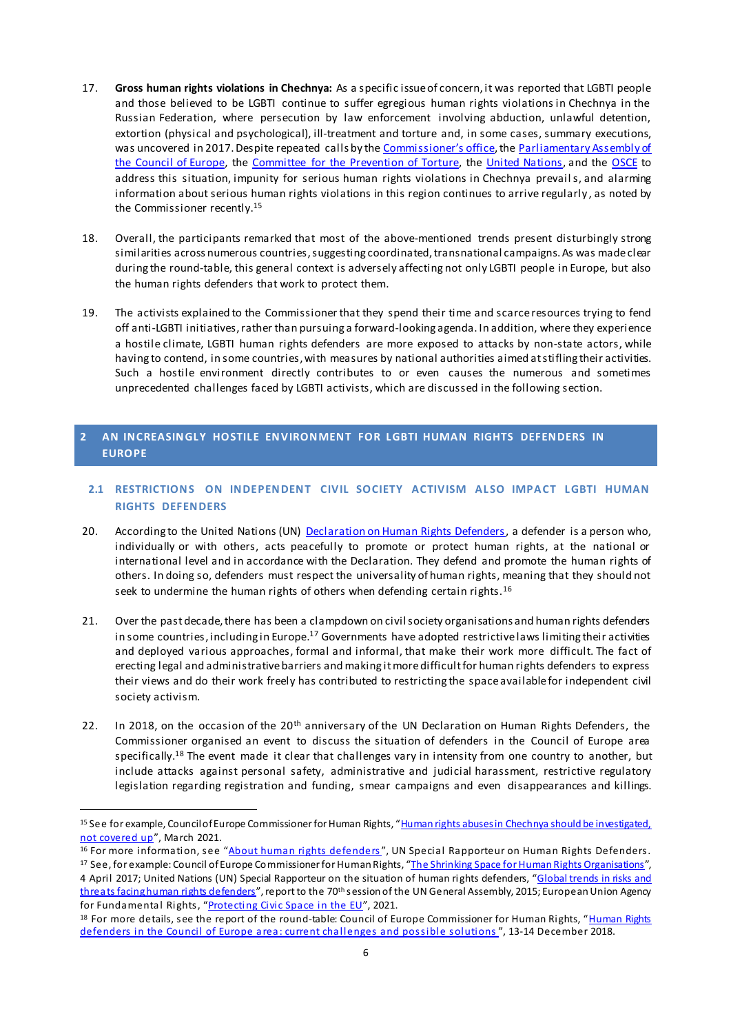17. **Gross human rights violations in Chechnya:** As a specific issue of concern, it was reported that LGBTI people and those believed to be LGBTI continue to suffer egregious human rights violations in Chechnya in the Russian Federation, where persecution by law enforcement involving abduction, unlawful detention, extortion (physical and psychological), ill-treatment and torture and, in some cases, summary executions, was uncovered in 2017. Despite repeated calls by the Commissioner's office, the Parliamentary Assembly of the Council of Europe, the Committee for the Prevention of Torture, the United Nations, and the OSCE to address this situation, impunity for serious human rights violations in Chechnya prevails, and alarming information about serious human rights violations in this region continues to arrive regularly, as noted by the Commissioner recently.[15]

18. Overall, the participants remarked that most of the above-mentioned trends present disturbingly strong similarities across numerous countries, suggesting coordinated, transnational campaigns. As was made clear during the round-table, this general context is adversely affecting not only LGBTI people in Europe, but also the human rights defenders that work to protect them.

19. The activists explained to the Commissioner that they spend their time and scarce resources trying to fend off anti-LGBTI initiatives, rather than pursuing a forward-looking agenda. In addition, where they experience a hostile climate, LGBTI human rights defenders are more exposed to attacks by non-state actors, while having to contend, in some countries, with measures by national authorities aimed at stifling their activities. Such a hostile environment directly contributes to or even causes the numerous and sometimes unprecedented challenges faced by LGBTI activists, which are discussed in the following section.

## 2 AN INCREASINGLY HOSTILE ENVIRONMENT FOR LGBTI HUMAN RIGHTS DEFENDERS IN EUROPE

### 2.1 RESTRICTIONS ON INDEPENDENT CIVIL SOCIETY ACTIVISM ALSO IMPACT LGBTI HUMAN RIGHTS DEFENDERS

20. According to the United Nations (UN) Declaration on Human Rights Defenders, a defender is a person who, individually or with others, acts peacefully to promote or protect human rights, at the national or international level and in accordance with the Declaration. They defend and promote the human rights of others. In doing so, defenders must respect the universality of human rights, meaning that they should not seek to undermine the human rights of others when defending certain rights.[16]

21. Over the past decade, there has been a clampdown on civil society organisations and human rights defenders in some countries, including in Europe.[17] Governments have adopted restrictive laws limiting their activities and deployed various approaches, formal and informal, that make their work more difficult. The fact of erecting legal and administrative barriers and making it more difficult for human rights defenders to express their views and do their work freely has contributed to restricting the space available for independent civil society activism.

22. In 2018, on the occasion of the 20th anniversary of the UN Declaration on Human Rights Defenders, the Commissioner organised an event to discuss the situation of defenders in the Council of Europe area specifically.[18] The event made it clear that challenges vary in intensity from one country to another, but include attacks against personal safety, administrative and judicial harassment, restrictive regulatory legislation regarding registration and funding, smear campaigns and even disappearances and killings.

---

[15] See for example, Council of Europe Commissioner for Human Rights, "Human rights abuses in Chechnya should be investigated, not covered up", March 2021.

[16] For more information, see "About human rights defenders", UN Special Rapporteur on Human Rights Defenders.

[17] See, for example: Council of Europe Commissioner for Human Rights, "The Shrinking Space for Human Rights Organisations", 4 April 2017; United Nations (UN) Special Rapporteur on the situation of human rights defenders, "Global trends in risks and threats facing human rights defenders", report to the 70th session of the UN General Assembly, 2015; European Union Agency for Fundamental Rights, "Protecting Civic Space in the EU", 2021.

[18] For more details, see the report of the round-table: Council of Europe Commissioner for Human Rights, "Human Rights defenders in the Council of Europe area: current challenges and possible solutions", 13-14 December 2018.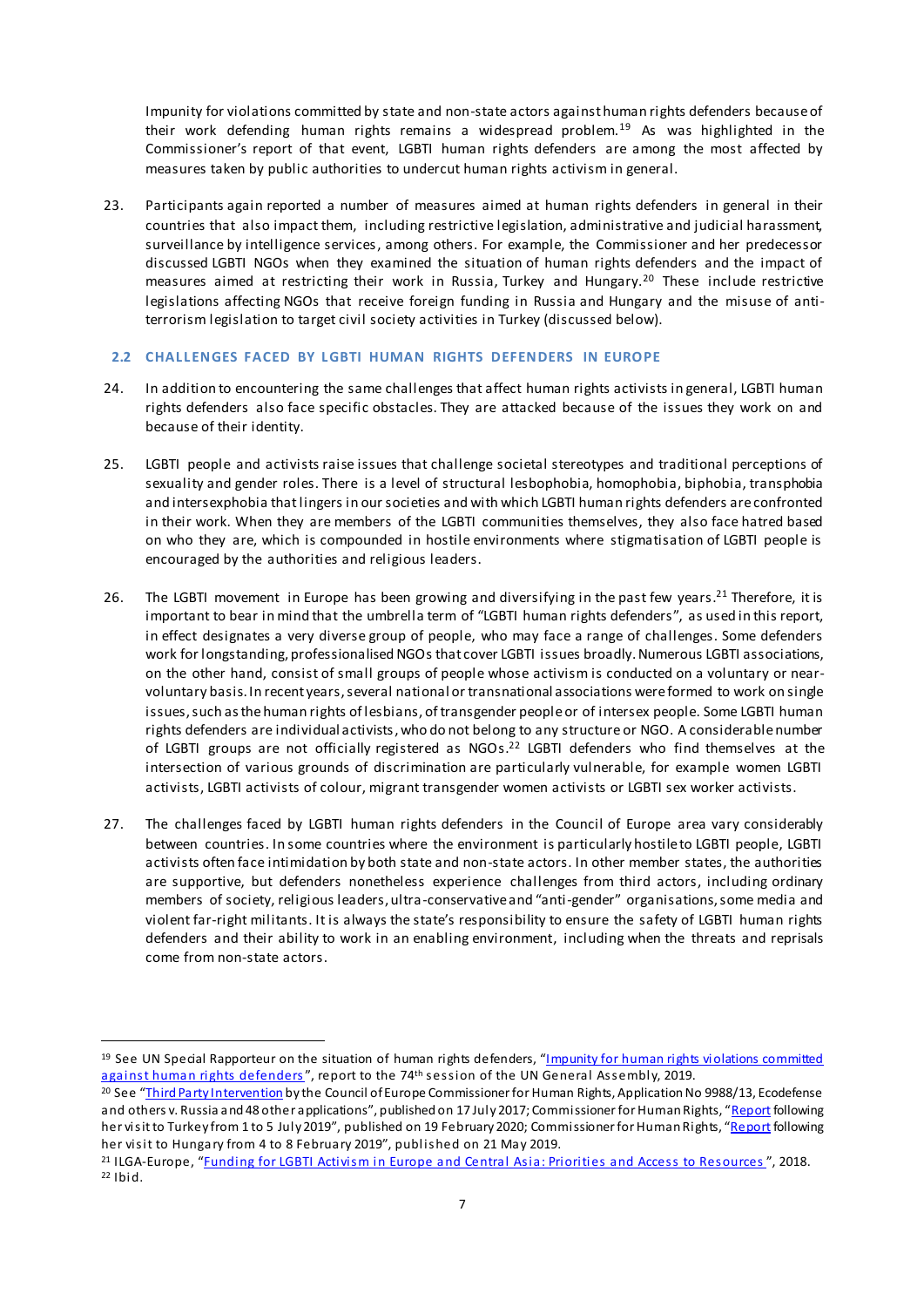Impunity for violations committed by state and non-state actors against human rights defenders because of their work defending human rights remains a widespread problem.[19] As was highlighted in the Commissioner's report of that event, LGBTI human rights defenders are among the most affected by measures taken by public authorities to undercut human rights activism in general.

23. Participants again reported a number of measures aimed at human rights defenders in general in their countries that also impact them, including restrictive legislation, administrative and judicial harassment, surveillance by intelligence services, among others. For example, the Commissioner and her predecessor discussed LGBTI NGOs when they examined the situation of human rights defenders and the impact of measures aimed at restricting their work in Russia, Turkey and Hungary.[20] These include restrictive legislations affecting NGOs that receive foreign funding in Russia and Hungary and the misuse of anti-terrorism legislation to target civil society activities in Turkey (discussed below).

## 2.2 CHALLENGES FACED BY LGBTI HUMAN RIGHTS DEFENDERS IN EUROPE

24. In addition to encountering the same challenges that affect human rights activists in general, LGBTI human rights defenders also face specific obstacles. They are attacked because of the issues they work on and because of their identity.

25. LGBTI people and activists raise issues that challenge societal stereotypes and traditional perceptions of sexuality and gender roles. There is a level of structural lesbophobia, homophobia, biphobia, transphobia and intersexphobia that lingers in our societies and with which LGBTI human rights defenders are confronted in their work. When they are members of the LGBTI communities themselves, they also face hatred based on who they are, which is compounded in hostile environments where stigmatisation of LGBTI people is encouraged by the authorities and religious leaders.

26. The LGBTI movement in Europe has been growing and diversifying in the past few years.[21] Therefore, it is important to bear in mind that the umbrella term of "LGBTI human rights defenders", as used in this report, in effect designates a very diverse group of people, who may face a range of challenges. Some defenders work for longstanding, professionalised NGOs that cover LGBTI issues broadly. Numerous LGBTI associations, on the other hand, consist of small groups of people whose activism is conducted on a voluntary or near-voluntary basis. In recent years, several national or transnational associations were formed to work on single issues, such as the human rights of lesbians, of transgender people or of intersex people. Some LGBTI human rights defenders are individual activists, who do not belong to any structure or NGO. A considerable number of LGBTI groups are not officially registered as NGOs.[22] LGBTI defenders who find themselves at the intersection of various grounds of discrimination are particularly vulnerable, for example women LGBTI activists, LGBTI activists of colour, migrant transgender women activists or LGBTI sex worker activists.

27. The challenges faced by LGBTI human rights defenders in the Council of Europe area vary considerably between countries. In some countries where the environment is particularly hostile to LGBTI people, LGBTI activists often face intimidation by both state and non-state actors. In other member states, the authorities are supportive, but defenders nonetheless experience challenges from third actors, including ordinary members of society, religious leaders, ultra-conservative and "anti-gender" organisations, some media and violent far-right militants. It is always the state's responsibility to ensure the safety of LGBTI human rights defenders and their ability to work in an enabling environment, including when the threats and reprisals come from non-state actors.

---

[19] See UN Special Rapporteur on the situation of human rights defenders, "Impunity for human rights violations committed against human rights defenders", report to the 74th session of the UN General Assembly, 2019.

[20] See "Third Party Intervention by the Council of Europe Commissioner for Human Rights, Application No 9988/13, Ecodefense and others v. Russia and 48 other applications", published on 17 July 2017; Commissioner for Human Rights, "Report following her visit to Turkey from 1 to 5 July 2019", published on 19 February 2020; Commissioner for Human Rights, "Report following her visit to Hungary from 4 to 8 February 2019", published on 21 May 2019.

[21] ILGA-Europe, "Funding for LGBTI Activism in Europe and Central Asia: Priorities and Access to Resources", 2018.

[22] Ibid.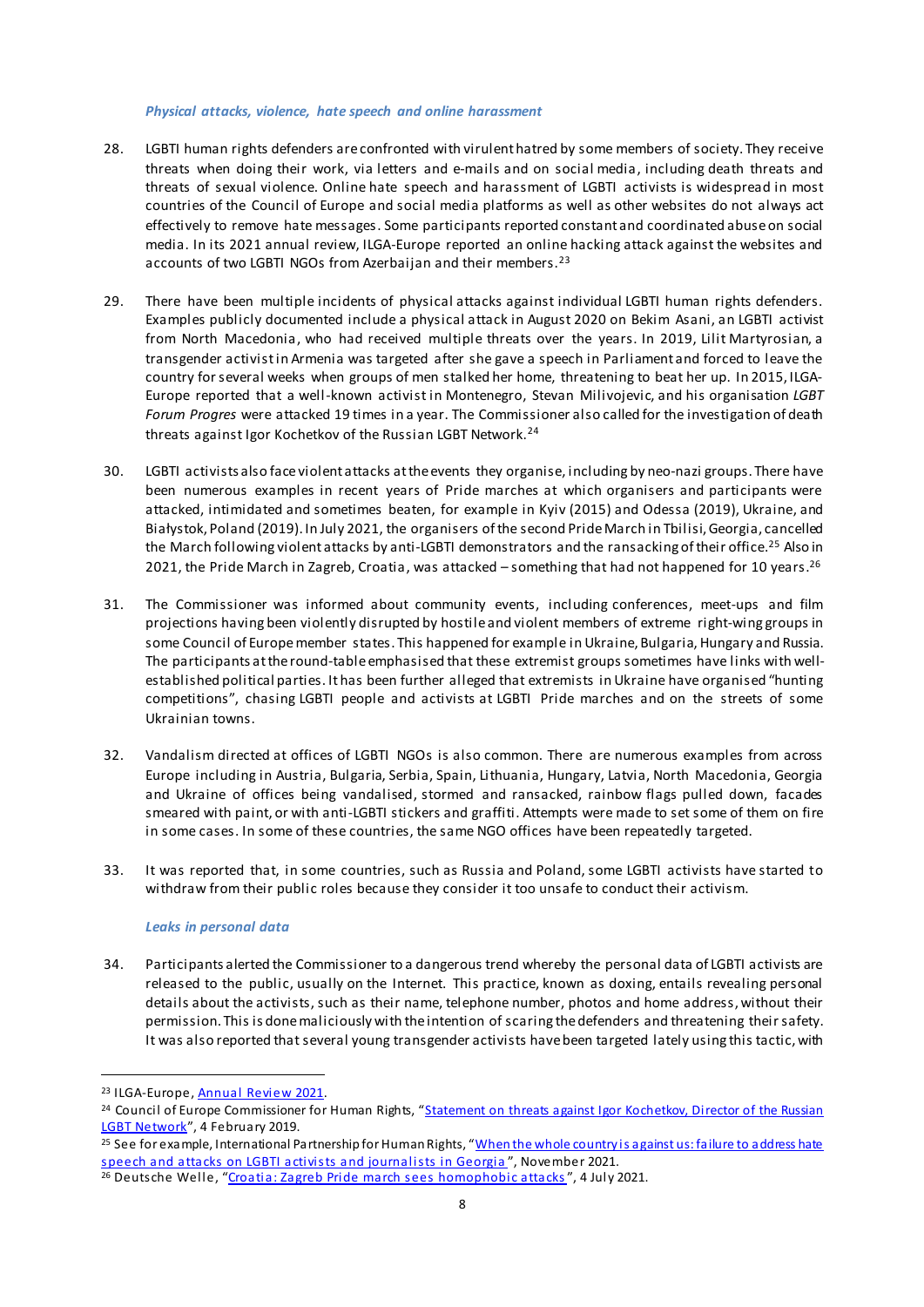*Physical attacks, violence, hate speech and online harassment*

28. LGBTI human rights defenders are confronted with virulent hatred by some members of society. They receive threats when doing their work, via letters and e-mails and on social media, including death threats and threats of sexual violence. Online hate speech and harassment of LGBTI activists is widespread in most countries of the Council of Europe and social media platforms as well as other websites do not always act effectively to remove hate messages. Some participants reported constant and coordinated abuse on social media. In its 2021 annual review, ILGA-Europe reported an online hacking attack against the websites and accounts of two LGBTI NGOs from Azerbaijan and their members.[23]

29. There have been multiple incidents of physical attacks against individual LGBTI human rights defenders. Examples publicly documented include a physical attack in August 2020 on Bekim Asani, an LGBTI activist from North Macedonia, who had received multiple threats over the years. In 2019, Lilit Martyrosian, a transgender activist in Armenia was targeted after she gave a speech in Parliament and forced to leave the country for several weeks when groups of men stalked her home, threatening to beat her up. In 2015, ILGA-Europe reported that a well-known activist in Montenegro, Stevan Milivojevic, and his organisation *LGBT Forum Progres* were attacked 19 times in a year. The Commissioner also called for the investigation of death threats against Igor Kochetkov of the Russian LGBT Network.[24]

30. LGBTI activists also face violent attacks at the events they organise, including by neo-nazi groups. There have been numerous examples in recent years of Pride marches at which organisers and participants were attacked, intimidated and sometimes beaten, for example in Kyiv (2015) and Odessa (2019), Ukraine, and Białystok, Poland (2019). In July 2021, the organisers of the second Pride March in Tbilisi, Georgia, cancelled the March following violent attacks by anti-LGBTI demonstrators and the ransacking of their office.[25] Also in 2021, the Pride March in Zagreb, Croatia, was attacked – something that had not happened for 10 years.[26]

31. The Commissioner was informed about community events, including conferences, meet-ups and film projections having been violently disrupted by hostile and violent members of extreme right-wing groups in some Council of Europe member states. This happened for example in Ukraine, Bulgaria, Hungary and Russia. The participants at the round-table emphasised that these extremist groups sometimes have links with well-established political parties. It has been further alleged that extremists in Ukraine have organised "hunting competitions", chasing LGBTI people and activists at LGBTI Pride marches and on the streets of some Ukrainian towns.

32. Vandalism directed at offices of LGBTI NGOs is also common. There are numerous examples from across Europe including in Austria, Bulgaria, Serbia, Spain, Lithuania, Hungary, Latvia, North Macedonia, Georgia and Ukraine of offices being vandalised, stormed and ransacked, rainbow flags pulled down, facades smeared with paint, or with anti-LGBTI stickers and graffiti. Attempts were made to set some of them on fire in some cases. In some of these countries, the same NGO offices have been repeatedly targeted.

33. It was reported that, in some countries, such as Russia and Poland, some LGBTI activists have started to withdraw from their public roles because they consider it too unsafe to conduct their activism.

*Leaks in personal data*

34. Participants alerted the Commissioner to a dangerous trend whereby the personal data of LGBTI activists are released to the public, usually on the Internet. This practice, known as doxing, entails revealing personal details about the activists, such as their name, telephone number, photos and home address, without their permission. This is done maliciously with the intention of scaring the defenders and threatening their safety. It was also reported that several young transgender activists have been targeted lately using this tactic, with

---

[23] ILGA-Europe, Annual Review 2021.

[24] Council of Europe Commissioner for Human Rights, "Statement on threats against Igor Kochetkov, Director of the Russian LGBT Network", 4 February 2019.

[25] See for example, International Partnership for Human Rights, "When the whole country is against us: failure to address hate speech and attacks on LGBTI activists and journalists in Georgia", November 2021.

[26] Deutsche Welle, "Croatia: Zagreb Pride march sees homophobic attacks", 4 July 2021.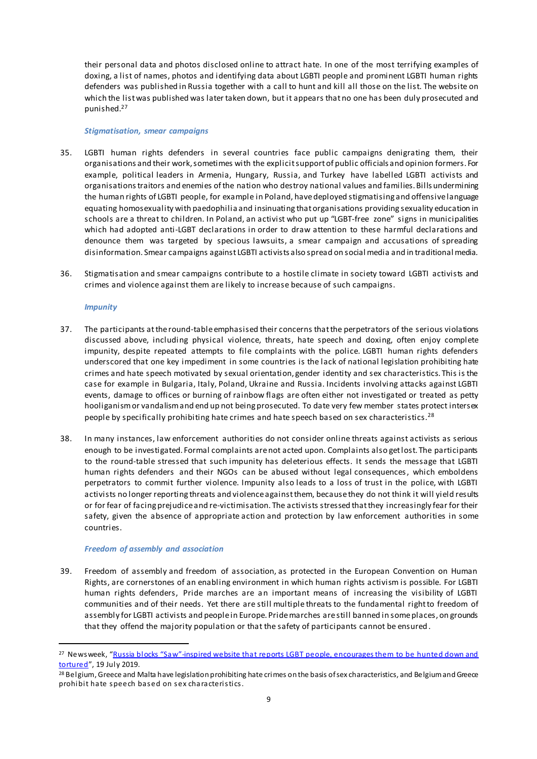their personal data and photos disclosed online to attract hate. In one of the most terrifying examples of doxing, a list of names, photos and identifying data about LGBTI people and prominent LGBTI human rights defenders was published in Russia together with a call to hunt and kill all those on the list. The website on which the list was published was later taken down, but it appears that no one has been duly prosecuted and punished.[27]

#### *Stigmatisation, smear campaigns*

35. LGBTI human rights defenders in several countries face public campaigns denigrating them, their organisations and their work, sometimes with the explicit support of public officials and opinion formers. For example, political leaders in Armenia, Hungary, Russia, and Turkey have labelled LGBTI activists and organisations traitors and enemies of the nation who destroy national values and families. Bills undermining the human rights of LGBTI people, for example in Poland, have deployed stigmatising and offensive language equating homosexuality with paedophilia and insinuating that organisations providing sexuality education in schools are a threat to children. In Poland, an activist who put up "LGBT-free zone" signs in municipalities which had adopted anti-LGBT declarations in order to draw attention to these harmful declarations and denounce them was targeted by specious lawsuits, a smear campaign and accusations of spreading disinformation. Smear campaigns against LGBTI activists also spread on social media and in traditional media.

36. Stigmatisation and smear campaigns contribute to a hostile climate in society toward LGBTI activists and crimes and violence against them are likely to increase because of such campaigns.

#### *Impunity*

37. The participants at the round-table emphasised their concerns that the perpetrators of the serious violations discussed above, including physical violence, threats, hate speech and doxing, often enjoy complete impunity, despite repeated attempts to file complaints with the police. LGBTI human rights defenders underscored that one key impediment in some countries is the lack of national legislation prohibiting hate crimes and hate speech motivated by sexual orientation, gender identity and sex characteristics. This is the case for example in Bulgaria, Italy, Poland, Ukraine and Russia. Incidents involving attacks against LGBTI events, damage to offices or burning of rainbow flags are often either not investigated or treated as petty hooliganism or vandalism and end up not being prosecuted. To date very few member states protect intersex people by specifically prohibiting hate crimes and hate speech based on sex characteristics.[28]

38. In many instances, law enforcement authorities do not consider online threats against activists as serious enough to be investigated. Formal complaints are not acted upon. Complaints also get lost. The participants to the round-table stressed that such impunity has deleterious effects. It sends the message that LGBTI human rights defenders and their NGOs can be abused without legal consequences, which emboldens perpetrators to commit further violence. Impunity also leads to a loss of trust in the police, with LGBTI activists no longer reporting threats and violence against them, because they do not think it will yield results or for fear of facing prejudice and re-victimisation. The activists stressed that they increasingly fear for their safety, given the absence of appropriate action and protection by law enforcement authorities in some countries.

#### *Freedom of assembly and association*

39. Freedom of assembly and freedom of association, as protected in the European Convention on Human Rights, are cornerstones of an enabling environment in which human rights activism is possible. For LGBTI human rights defenders, Pride marches are an important means of increasing the visibility of LGBTI communities and of their needs. Yet there are still multiple threats to the fundamental right to freedom of assembly for LGBTI activists and people in Europe. Pride marches are still banned in some places, on grounds that they offend the majority population or that the safety of participants cannot be ensured.

---

[27] Newsweek, "Russia blocks "Saw"-inspired website that reports LGBT people, encourages them to be hunted down and tortured", 19 July 2019.

[28] Belgium, Greece and Malta have legislation prohibiting hate crimes on the basis of sex characteristics, and Belgium and Greece prohibit hate speech based on sex characteristics.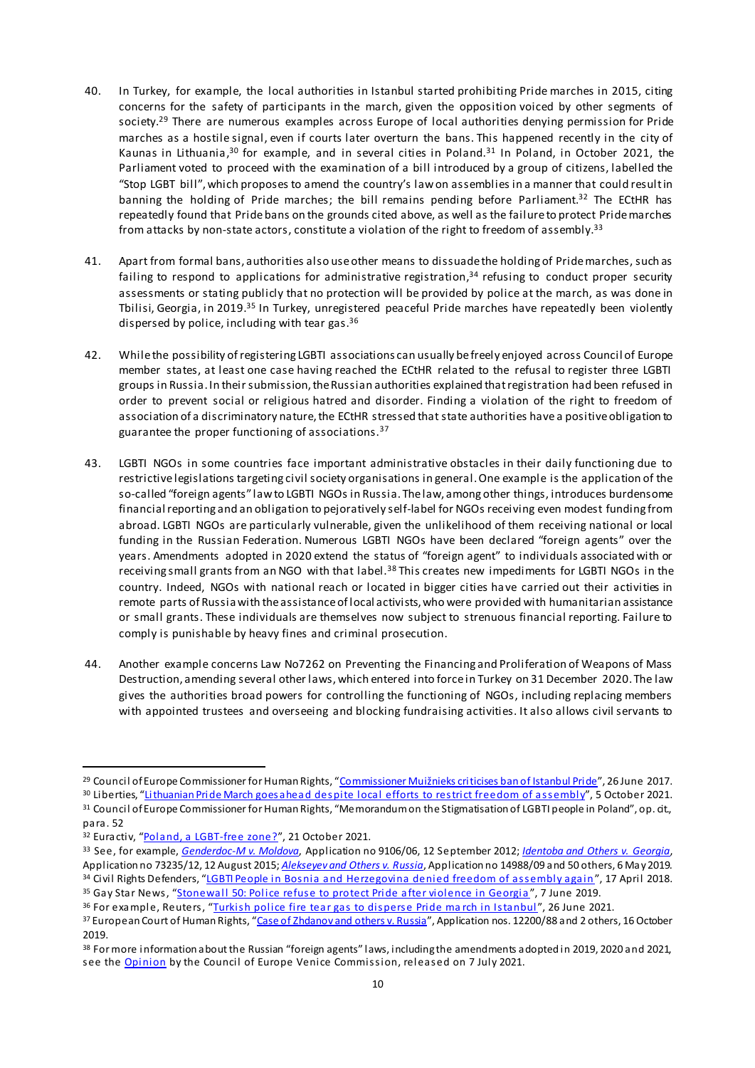40. In Turkey, for example, the local authorities in Istanbul started prohibiting Pride marches in 2015, citing concerns for the safety of participants in the march, given the opposition voiced by other segments of society.[29] There are numerous examples across Europe of local authorities denying permission for Pride marches as a hostile signal, even if courts later overturn the bans. This happened recently in the city of Kaunas in Lithuania,[30] for example, and in several cities in Poland.[31] In Poland, in October 2021, the Parliament voted to proceed with the examination of a bill introduced by a group of citizens, labelled the "Stop LGBT bill", which proposes to amend the country's law on assemblies in a manner that could result in banning the holding of Pride marches; the bill remains pending before Parliament.[32] The ECtHR has repeatedly found that Pride bans on the grounds cited above, as well as the failure to protect Pride marches from attacks by non-state actors, constitute a violation of the right to freedom of assembly.[33]

41. Apart from formal bans, authorities also use other means to dissuade the holding of Pride marches, such as failing to respond to applications for administrative registration,[34] refusing to conduct proper security assessments or stating publicly that no protection will be provided by police at the march, as was done in Tbilisi, Georgia, in 2019.[35] In Turkey, unregistered peaceful Pride marches have repeatedly been violently dispersed by police, including with tear gas.[36]

42. While the possibility of registering LGBTI associations can usually be freely enjoyed across Council of Europe member states, at least one case having reached the ECtHR related to the refusal to register three LGBTI groups in Russia. In their submission, the Russian authorities explained that registration had been refused in order to prevent social or religious hatred and disorder. Finding a violation of the right to freedom of association of a discriminatory nature, the ECtHR stressed that state authorities have a positive obligation to guarantee the proper functioning of associations.[37]

43. LGBTI NGOs in some countries face important administrative obstacles in their daily functioning due to restrictive legislations targeting civil society organisations in general. One example is the application of the so-called "foreign agents" law to LGBTI NGOs in Russia. The law, among other things, introduces burdensome financial reporting and an obligation to pejoratively self-label for NGOs receiving even modest funding from abroad. LGBTI NGOs are particularly vulnerable, given the unlikelihood of them receiving national or local funding in the Russian Federation. Numerous LGBTI NGOs have been declared "foreign agents" over the years. Amendments adopted in 2020 extend the status of "foreign agent" to individuals associated with or receiving small grants from an NGO with that label.[38] This creates new impediments for LGBTI NGOs in the country. Indeed, NGOs with national reach or located in bigger cities have carried out their activities in remote parts of Russia with the assistance of local activists, who were provided with humanitarian assistance or small grants. These individuals are themselves now subject to strenuous financial reporting. Failure to comply is punishable by heavy fines and criminal prosecution.

44. Another example concerns Law No7262 on Preventing the Financing and Proliferation of Weapons of Mass Destruction, amending several other laws, which entered into force in Turkey on 31 December 2020. The law gives the authorities broad powers for controlling the functioning of NGOs, including replacing members with appointed trustees and overseeing and blocking fundraising activities. It also allows civil servants to

---

[29] Council of Europe Commissioner for Human Rights, "Commissioner Muižnieks criticises ban of Istanbul Pride", 26 June 2017.

[30] Liberties, "Lithuanian Pride March goes ahead despite local efforts to restrict freedom of assembly", 5 October 2021.

[31] Council of Europe Commissioner for Human Rights, "Memorandum on the Stigmatisation of LGBTI people in Poland", op. cit., para. 52

[32] Euractiv, "Poland, a LGBT-free zone?", 21 October 2021.

[33] See, for example, *Genderdoc-M v. Moldova*, Application no 9106/06, 12 September 2012; *Identoba and Others v. Georgia*, Application no 73235/12, 12 August 2015; *Alekseyev and Others v. Russia*, Application no 14988/09 and 50 others, 6 May 2019.

[34] Civil Rights Defenders, "LGBTI People in Bosnia and Herzegovina denied freedom of assembly again", 17 April 2018.

[35] Gay Star News, "Stonewall 50: Police refuse to protect Pride after violence in Georgia", 7 June 2019.

[36] For example, Reuters, "Turkish police fire tear gas to disperse Pride march in Istanbul", 26 June 2021.

[37] European Court of Human Rights, "Case of Zhdanov and others v. Russia", Application nos. 12200/88 and 2 others, 16 October 2019.

[38] For more information about the Russian "foreign agents" laws, including the amendments adopted in 2019, 2020 and 2021, see the Opinion by the Council of Europe Venice Commission, released on 7 July 2021.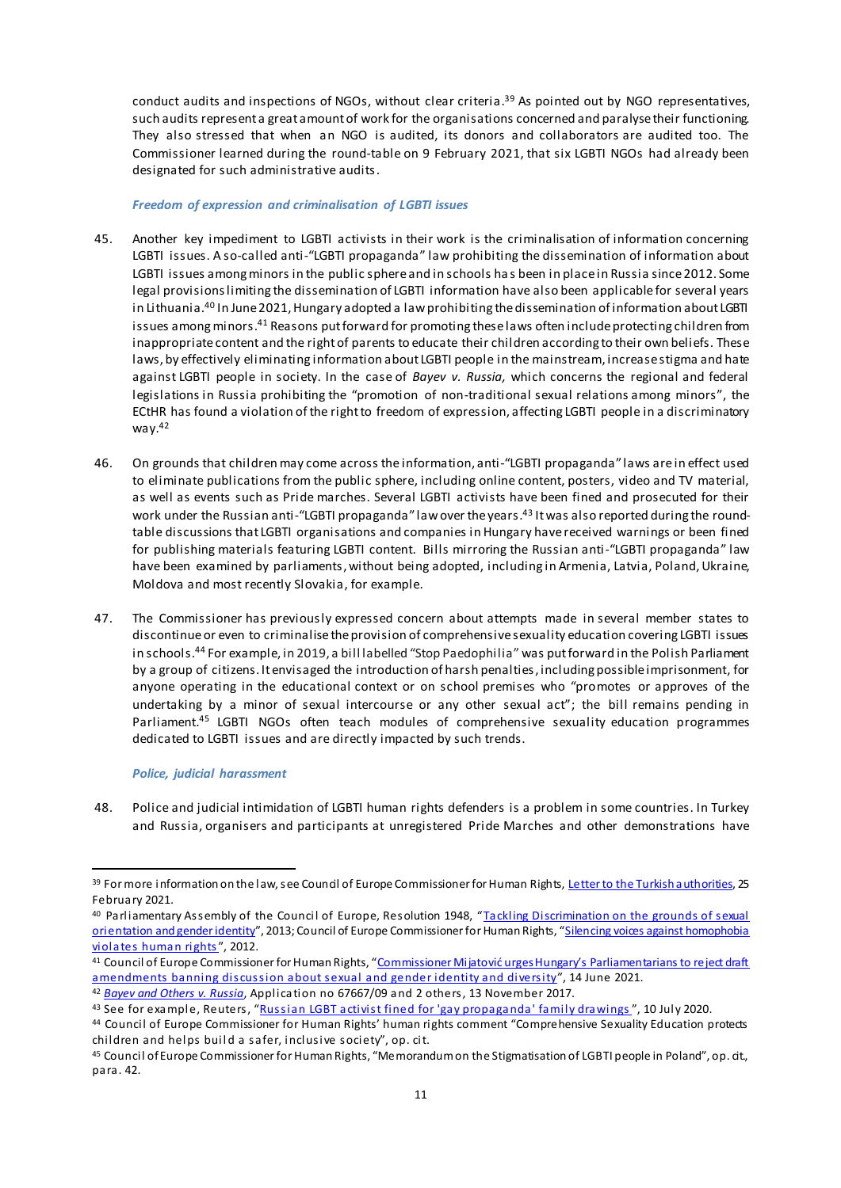conduct audits and inspections of NGOs, without clear criteria.[39] As pointed out by NGO representatives, such audits represent a great amount of work for the organisations concerned and paralyse their functioning. They also stressed that when an NGO is audited, its donors and collaborators are audited too. The Commissioner learned during the round-table on 9 February 2021, that six LGBTI NGOs had already been designated for such administrative audits.

#### *Freedom of expression and criminalisation of LGBTI issues*

45. Another key impediment to LGBTI activists in their work is the criminalisation of information concerning LGBTI issues. A so-called anti-"LGBTI propaganda" law prohibiting the dissemination of information about LGBTI issues among minors in the public sphere and in schools has been in place in Russia since 2012. Some legal provisions limiting the dissemination of LGBTI information have also been applicable for several years in Lithuania.[40] In June 2021, Hungary adopted a law prohibiting the dissemination of information about LGBTI issues among minors.[41] Reasons put forward for promoting these laws often include protecting children from inappropriate content and the right of parents to educate their children according to their own beliefs. These laws, by effectively eliminating information about LGBTI people in the mainstream, increase stigma and hate against LGBTI people in society. In the case of *Bayev v. Russia,* which concerns the regional and federal legislations in Russia prohibiting the "promotion of non-traditional sexual relations among minors", the ECtHR has found a violation of the right to freedom of expression, affecting LGBTI people in a discriminatory way.[42]

46. On grounds that children may come across the information, anti-"LGBTI propaganda" laws are in effect used to eliminate publications from the public sphere, including online content, posters, video and TV material, as well as events such as Pride marches. Several LGBTI activists have been fined and prosecuted for their work under the Russian anti-"LGBTI propaganda" law over the years.[43] It was also reported during the round-table discussions that LGBTI organisations and companies in Hungary have received warnings or been fined for publishing materials featuring LGBTI content. Bills mirroring the Russian anti-"LGBTI propaganda" law have been examined by parliaments, without being adopted, including in Armenia, Latvia, Poland, Ukraine, Moldova and most recently Slovakia, for example.

47. The Commissioner has previously expressed concern about attempts made in several member states to discontinue or even to criminalise the provision of comprehensive sexuality education covering LGBTI issues in schools.[44] For example, in 2019, a bill labelled "Stop Paedophilia" was put forward in the Polish Parliament by a group of citizens. It envisaged the introduction of harsh penalties, including possible imprisonment, for anyone operating in the educational context or on school premises who "promotes or approves of the undertaking by a minor of sexual intercourse or any other sexual act"; the bill remains pending in Parliament.[45] LGBTI NGOs often teach modules of comprehensive sexuality education programmes dedicated to LGBTI issues and are directly impacted by such trends.

#### *Police, judicial harassment*

48. Police and judicial intimidation of LGBTI human rights defenders is a problem in some countries. In Turkey and Russia, organisers and participants at unregistered Pride Marches and other demonstrations have

---

[39] For more information on the law, see Council of Europe Commissioner for Human Rights, Letter to the Turkish authorities, 25 February 2021.

[40] Parliamentary Assembly of the Council of Europe, Resolution 1948, "Tackling Discrimination on the grounds of sexual orientation and gender identity", 2013; Council of Europe Commissioner for Human Rights, "Silencing voices against homophobia violates human rights", 2012.

[41] Council of Europe Commissioner for Human Rights, "Commissioner Mijatović urges Hungary's Parliamentarians to reject draft amendments banning discussion about sexual and gender identity and diversity", 14 June 2021.

[42] *Bayev and Others v. Russia*, Application no 67667/09 and 2 others, 13 November 2017.

[43] See for example, Reuters, "Russian LGBT activist fined for 'gay propaganda' family drawings", 10 July 2020.

[44] Council of Europe Commissioner for Human Rights' human rights comment "Comprehensive Sexuality Education protects children and helps build a safer, inclusive society", op. cit.

[45] Council of Europe Commissioner for Human Rights, "Memorandum on the Stigmatisation of LGBTI people in Poland", op. cit., para. 42.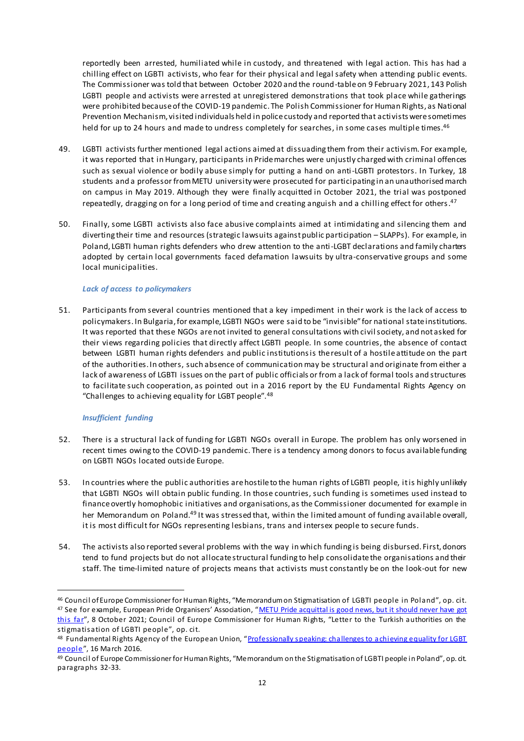reportedly been arrested, humiliated while in custody, and threatened with legal action. This has had a chilling effect on LGBTI activists, who fear for their physical and legal safety when attending public events. The Commissioner was told that between October 2020 and the round-table on 9 February 2021, 143 Polish LGBTI people and activists were arrested at unregistered demonstrations that took place while gatherings were prohibited because of the COVID-19 pandemic. The Polish Commissioner for Human Rights, as National Prevention Mechanism, visited individuals held in police custody and reported that activists were sometimes held for up to 24 hours and made to undress completely for searches, in some cases multiple times.[46]

49. LGBTI activists further mentioned legal actions aimed at dissuading them from their activism. For example, it was reported that in Hungary, participants in Pride marches were unjustly charged with criminal offences such as sexual violence or bodily abuse simply for putting a hand on anti-LGBTI protestors. In Turkey, 18 students and a professor from METU university were prosecuted for participating in an unauthorised march on campus in May 2019. Although they were finally acquitted in October 2021, the trial was postponed repeatedly, dragging on for a long period of time and creating anguish and a chilling effect for others.[47]

50. Finally, some LGBTI activists also face abusive complaints aimed at intimidating and silencing them and diverting their time and resources (strategic lawsuits against public participation – SLAPPs). For example, in Poland, LGBTI human rights defenders who drew attention to the anti-LGBT declarations and family charters adopted by certain local governments faced defamation lawsuits by ultra-conservative groups and some local municipalities.

***Lack of access to policymakers***

51. Participants from several countries mentioned that a key impediment in their work is the lack of access to policymakers. In Bulgaria, for example, LGBTI NGOs were said to be "invisible" for national state institutions. It was reported that these NGOs are not invited to general consultations with civil society, and not asked for their views regarding policies that directly affect LGBTI people. In some countries, the absence of contact between LGBTI human rights defenders and public institutions is the result of a hostile attitude on the part of the authorities. In others, such absence of communication may be structural and originate from either a lack of awareness of LGBTI issues on the part of public officials or from a lack of formal tools and structures to facilitate such cooperation, as pointed out in a 2016 report by the EU Fundamental Rights Agency on "Challenges to achieving equality for LGBT people".[48]

***Insufficient funding***

52. There is a structural lack of funding for LGBTI NGOs overall in Europe. The problem has only worsened in recent times owing to the COVID-19 pandemic. There is a tendency among donors to focus available funding on LGBTI NGOs located outside Europe.

53. In countries where the public authorities are hostile to the human rights of LGBTI people, it is highly unlikely that LGBTI NGOs will obtain public funding. In those countries, such funding is sometimes used instead to finance overtly homophobic initiatives and organisations, as the Commissioner documented for example in her Memorandum on Poland.[49] It was stressed that, within the limited amount of funding available overall, it is most difficult for NGOs representing lesbians, trans and intersex people to secure funds.

54. The activists also reported several problems with the way in which funding is being disbursed. First, donors tend to fund projects but do not allocate structural funding to help consolidate the organisations and their staff. The time-limited nature of projects means that activists must constantly be on the look-out for new

---

[46] Council of Europe Commissioner for Human Rights, "Memorandum on Stigmatisation of LGBTI people in Poland", op. cit.
[47] See for example, European Pride Organisers' Association, "METU Pride acquittal is good news, but it should never have got this far", 8 October 2021; Council of Europe Commissioner for Human Rights, "Letter to the Turkish authorities on the stigmatisation of LGBTI people", op. cit.
[48] Fundamental Rights Agency of the European Union, "Professionally speaking: challenges to achieving equality for LGBT people", 16 March 2016.
[49] Council of Europe Commissioner for Human Rights, "Memorandum on the Stigmatisation of LGBTI people in Poland", op. cit. paragraphs 32-33.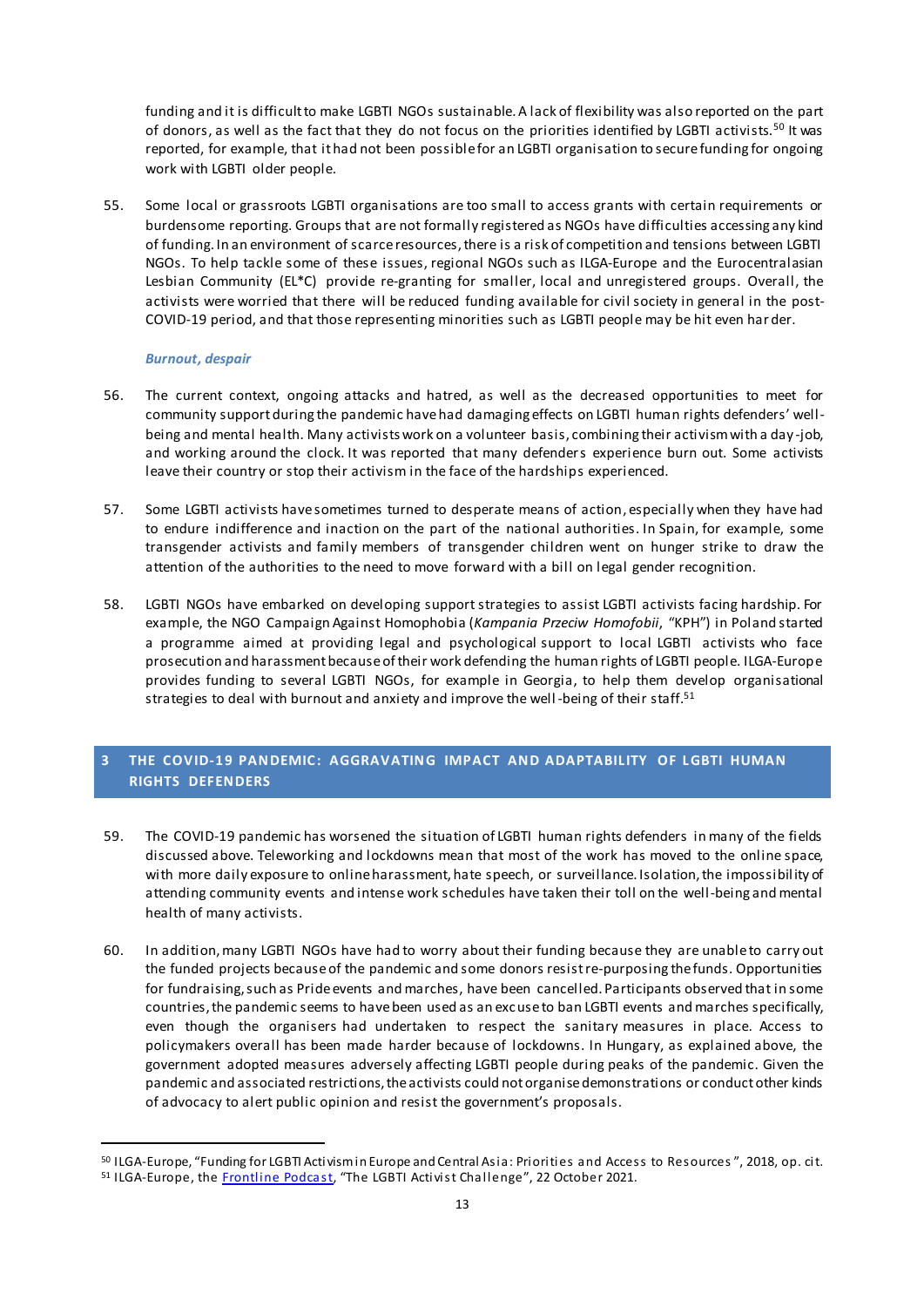funding and it is difficult to make LGBTI NGOs sustainable. A lack of flexibility was also reported on the part of donors, as well as the fact that they do not focus on the priorities identified by LGBTI activists.[50] It was reported, for example, that it had not been possible for an LGBTI organisation to secure funding for ongoing work with LGBTI older people.

55. Some local or grassroots LGBTI organisations are too small to access grants with certain requirements or burdensome reporting. Groups that are not formally registered as NGOs have difficulties accessing any kind of funding. In an environment of scarce resources, there is a risk of competition and tensions between LGBTI NGOs. To help tackle some of these issues, regional NGOs such as ILGA-Europe and the Eurocentralasian Lesbian Community (EL*C) provide re-granting for smaller, local and unregistered groups. Overall, the activists were worried that there will be reduced funding available for civil society in general in the post-COVID-19 period, and that those representing minorities such as LGBTI people may be hit even harder.

#### *Burnout, despair*

56. The current context, ongoing attacks and hatred, as well as the decreased opportunities to meet for community support during the pandemic have had damaging effects on LGBTI human rights defenders' well-being and mental health. Many activists work on a volunteer basis, combining their activism with a day-job, and working around the clock. It was reported that many defenders experience burn out. Some activists leave their country or stop their activism in the face of the hardships experienced.

57. Some LGBTI activists have sometimes turned to desperate means of action, especially when they have had to endure indifference and inaction on the part of the national authorities. In Spain, for example, some transgender activists and family members of transgender children went on hunger strike to draw the attention of the authorities to the need to move forward with a bill on legal gender recognition.

58. LGBTI NGOs have embarked on developing support strategies to assist LGBTI activists facing hardship. For example, the NGO Campaign Against Homophobia (*Kampania Przeciw Homofobii*, "KPH") in Poland started a programme aimed at providing legal and psychological support to local LGBTI activists who face prosecution and harassment because of their work defending the human rights of LGBTI people. ILGA-Europe provides funding to several LGBTI NGOs, for example in Georgia, to help them develop organisational strategies to deal with burnout and anxiety and improve the well-being of their staff.[51]

## 3 THE COVID-19 PANDEMIC: AGGRAVATING IMPACT AND ADAPTABILITY OF LGBTI HUMAN RIGHTS DEFENDERS

59. The COVID-19 pandemic has worsened the situation of LGBTI human rights defenders in many of the fields discussed above. Teleworking and lockdowns mean that most of the work has moved to the online space, with more daily exposure to online harassment, hate speech, or surveillance. Isolation, the impossibility of attending community events and intense work schedules have taken their toll on the well-being and mental health of many activists.

60. In addition, many LGBTI NGOs have had to worry about their funding because they are unable to carry out the funded projects because of the pandemic and some donors resist re-purposing the funds. Opportunities for fundraising, such as Pride events and marches, have been cancelled. Participants observed that in some countries, the pandemic seems to have been used as an excuse to ban LGBTI events and marches specifically, even though the organisers had undertaken to respect the sanitary measures in place. Access to policymakers overall has been made harder because of lockdowns. In Hungary, as explained above, the government adopted measures adversely affecting LGBTI people during peaks of the pandemic. Given the pandemic and associated restrictions, the activists could not organise demonstrations or conduct other kinds of advocacy to alert public opinion and resist the government's proposals.

---

[50] ILGA-Europe, "Funding for LGBTI Activism in Europe and Central Asia: Priorities and Access to Resources", 2018, op. cit.
[51] ILGA-Europe, the Frontline Podcast, "The LGBTI Activist Challenge", 22 October 2021.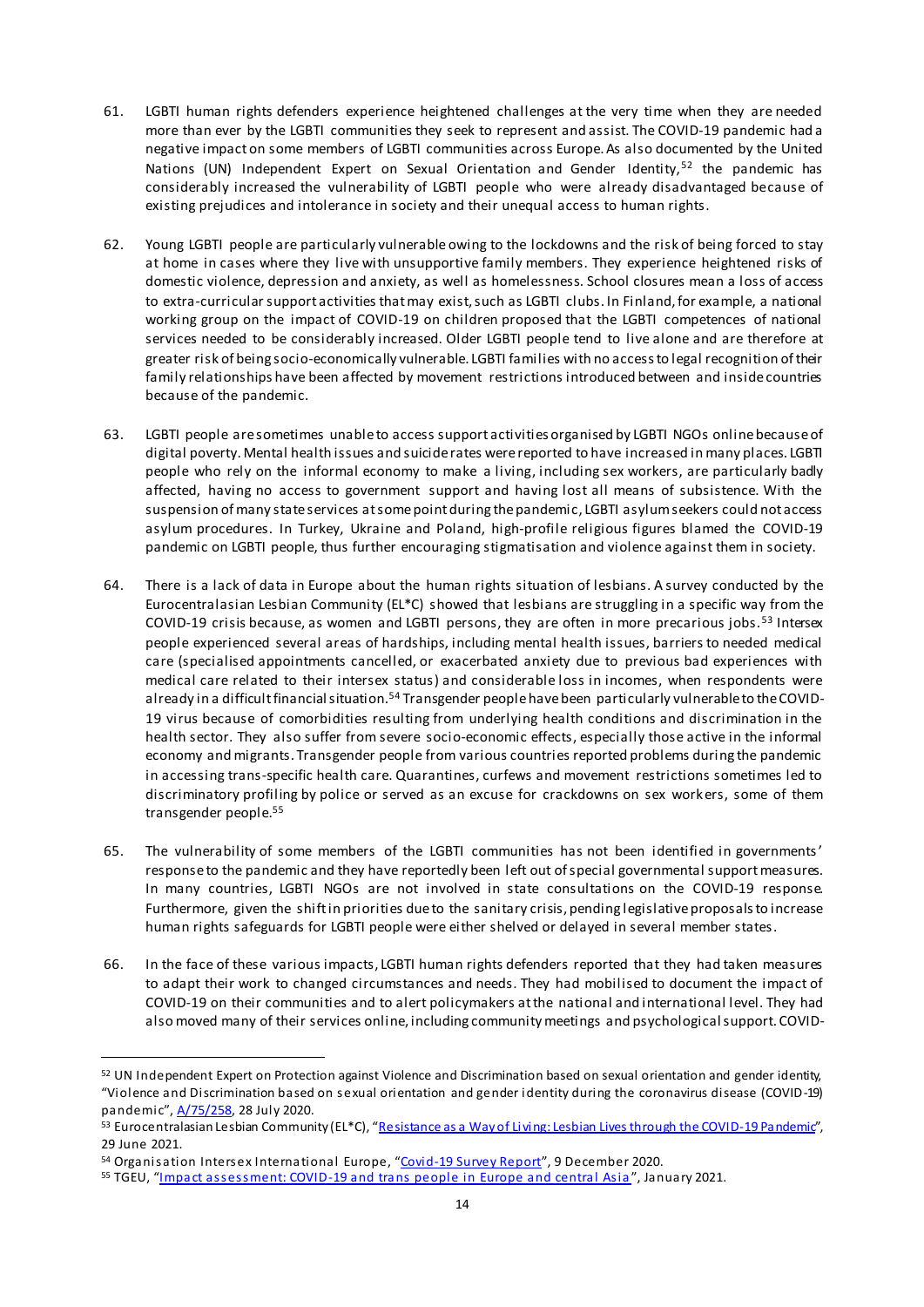61. LGBTI human rights defenders experience heightened challenges at the very time when they are needed more than ever by the LGBTI communities they seek to represent and assist. The COVID-19 pandemic had a negative impact on some members of LGBTI communities across Europe. As also documented by the United Nations (UN) Independent Expert on Sexual Orientation and Gender Identity,[52] the pandemic has considerably increased the vulnerability of LGBTI people who were already disadvantaged because of existing prejudices and intolerance in society and their unequal access to human rights.

62. Young LGBTI people are particularly vulnerable owing to the lockdowns and the risk of being forced to stay at home in cases where they live with unsupportive family members. They experience heightened risks of domestic violence, depression and anxiety, as well as homelessness. School closures mean a loss of access to extra-curricular support activities that may exist, such as LGBTI clubs. In Finland, for example, a national working group on the impact of COVID-19 on children proposed that the LGBTI competences of national services needed to be considerably increased. Older LGBTI people tend to live alone and are therefore at greater risk of being socio-economically vulnerable. LGBTI families with no access to legal recognition of their family relationships have been affected by movement restrictions introduced between and inside countries because of the pandemic.

63. LGBTI people are sometimes unable to access support activities organised by LGBTI NGOs online because of digital poverty. Mental health issues and suicide rates were reported to have increased in many places. LGBTI people who rely on the informal economy to make a living, including sex workers, are particularly badly affected, having no access to government support and having lost all means of subsistence. With the suspension of many state services at some point during the pandemic, LGBTI asylum seekers could not access asylum procedures. In Turkey, Ukraine and Poland, high-profile religious figures blamed the COVID-19 pandemic on LGBTI people, thus further encouraging stigmatisation and violence against them in society.

64. There is a lack of data in Europe about the human rights situation of lesbians. A survey conducted by the Eurocentralasian Lesbian Community (EL*C) showed that lesbians are struggling in a specific way from the COVID-19 crisis because, as women and LGBTI persons, they are often in more precarious jobs.[53] Intersex people experienced several areas of hardships, including mental health issues, barriers to needed medical care (specialised appointments cancelled, or exacerbated anxiety due to previous bad experiences with medical care related to their intersex status) and considerable loss in incomes, when respondents were already in a difficult financial situation.[54] Transgender people have been particularly vulnerable to the COVID-19 virus because of comorbidities resulting from underlying health conditions and discrimination in the health sector. They also suffer from severe socio-economic effects, especially those active in the informal economy and migrants. Transgender people from various countries reported problems during the pandemic in accessing trans-specific health care. Quarantines, curfews and movement restrictions sometimes led to discriminatory profiling by police or served as an excuse for crackdowns on sex workers, some of them transgender people.[55]

65. The vulnerability of some members of the LGBTI communities has not been identified in governments' response to the pandemic and they have reportedly been left out of special governmental support measures. In many countries, LGBTI NGOs are not involved in state consultations on the COVID-19 response. Furthermore, given the shift in priorities due to the sanitary crisis, pending legislative proposals to increase human rights safeguards for LGBTI people were either shelved or delayed in several member states.

66. In the face of these various impacts, LGBTI human rights defenders reported that they had taken measures to adapt their work to changed circumstances and needs. They had mobilised to document the impact of COVID-19 on their communities and to alert policymakers at the national and international level. They had also moved many of their services online, including community meetings and psychological support. COVID-

---

[52] UN Independent Expert on Protection against Violence and Discrimination based on sexual orientation and gender identity, "Violence and Discrimination based on sexual orientation and gender identity during the coronavirus disease (COVID-19) pandemic", A/75/258, 28 July 2020.

[53] Eurocentralasian Lesbian Community (EL*C), "Resistance as a Way of Living: Lesbian Lives through the COVID-19 Pandemic", 29 June 2021.

[54] Organisation Intersex International Europe, "Covid-19 Survey Report", 9 December 2020.

[55] TGEU, "Impact assessment: COVID-19 and trans people in Europe and central Asia", January 2021.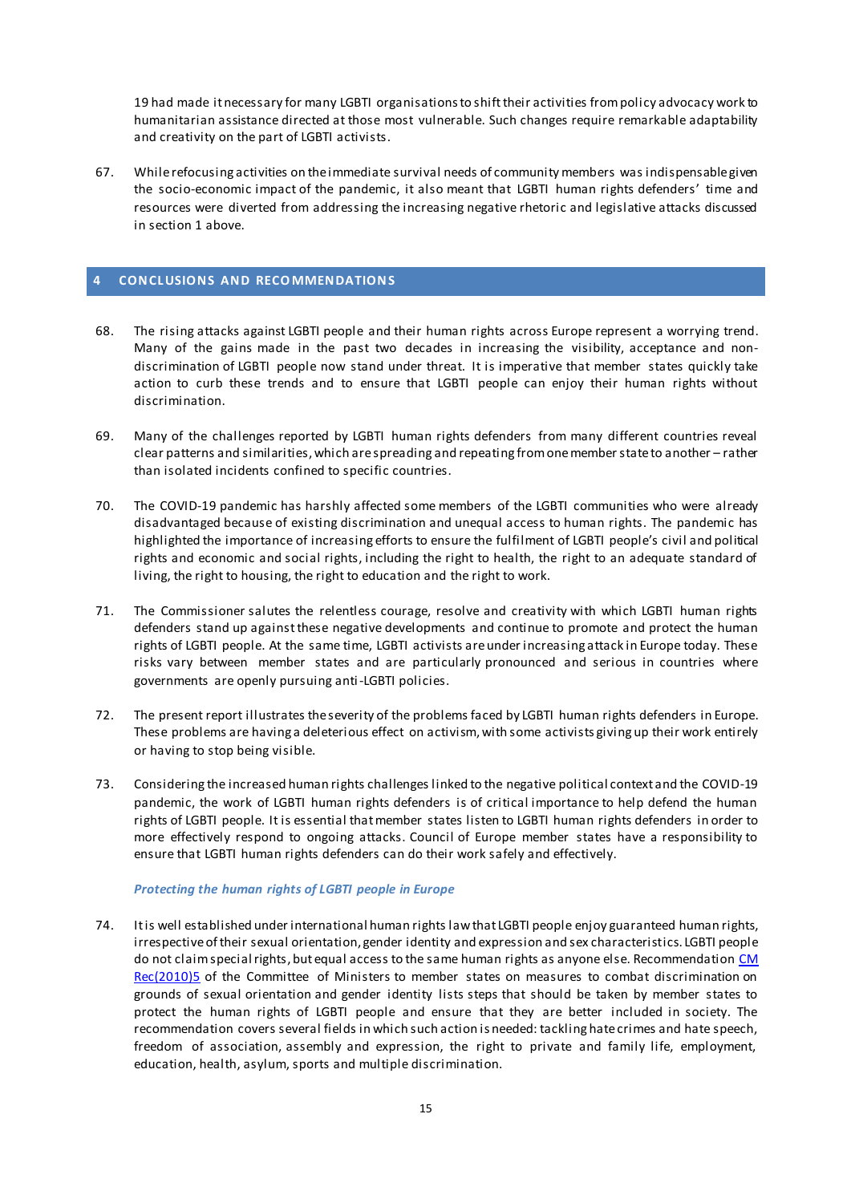19 had made it necessary for many LGBTI organisations to shift their activities from policy advocacy work to humanitarian assistance directed at those most vulnerable. Such changes require remarkable adaptability and creativity on the part of LGBTI activists.

67. While refocusing activities on the immediate survival needs of community members was indispensable given the socio-economic impact of the pandemic, it also meant that LGBTI human rights defenders' time and resources were diverted from addressing the increasing negative rhetoric and legislative attacks discussed in section 1 above.

## 4 CONCLUSIONS AND RECOMMENDATIONS

68. The rising attacks against LGBTI people and their human rights across Europe represent a worrying trend. Many of the gains made in the past two decades in increasing the visibility, acceptance and non-discrimination of LGBTI people now stand under threat. It is imperative that member states quickly take action to curb these trends and to ensure that LGBTI people can enjoy their human rights without discrimination.

69. Many of the challenges reported by LGBTI human rights defenders from many different countries reveal clear patterns and similarities, which are spreading and repeating from one member state to another – rather than isolated incidents confined to specific countries.

70. The COVID-19 pandemic has harshly affected some members of the LGBTI communities who were already disadvantaged because of existing discrimination and unequal access to human rights. The pandemic has highlighted the importance of increasing efforts to ensure the fulfilment of LGBTI people's civil and political rights and economic and social rights, including the right to health, the right to an adequate standard of living, the right to housing, the right to education and the right to work.

71. The Commissioner salutes the relentless courage, resolve and creativity with which LGBTI human rights defenders stand up against these negative developments and continue to promote and protect the human rights of LGBTI people. At the same time, LGBTI activists are under increasing attack in Europe today. These risks vary between member states and are particularly pronounced and serious in countries where governments are openly pursuing anti-LGBTI policies.

72. The present report illustrates the severity of the problems faced by LGBTI human rights defenders in Europe. These problems are having a deleterious effect on activism, with some activists giving up their work entirely or having to stop being visible.

73. Considering the increased human rights challenges linked to the negative political context and the COVID-19 pandemic, the work of LGBTI human rights defenders is of critical importance to help defend the human rights of LGBTI people. It is essential that member states listen to LGBTI human rights defenders in order to more effectively respond to ongoing attacks. Council of Europe member states have a responsibility to ensure that LGBTI human rights defenders can do their work safely and effectively.

### *Protecting the human rights of LGBTI people in Europe*

74. It is well established under international human rights law that LGBTI people enjoy guaranteed human rights, irrespective of their sexual orientation, gender identity and expression and sex characteristics. LGBTI people do not claim special rights, but equal access to the same human rights as anyone else. Recommendation CM Rec(2010)5 of the Committee of Ministers to member states on measures to combat discrimination on grounds of sexual orientation and gender identity lists steps that should be taken by member states to protect the human rights of LGBTI people and ensure that they are better included in society. The recommendation covers several fields in which such action is needed: tackling hate crimes and hate speech, freedom of association, assembly and expression, the right to private and family life, employment, education, health, asylum, sports and multiple discrimination.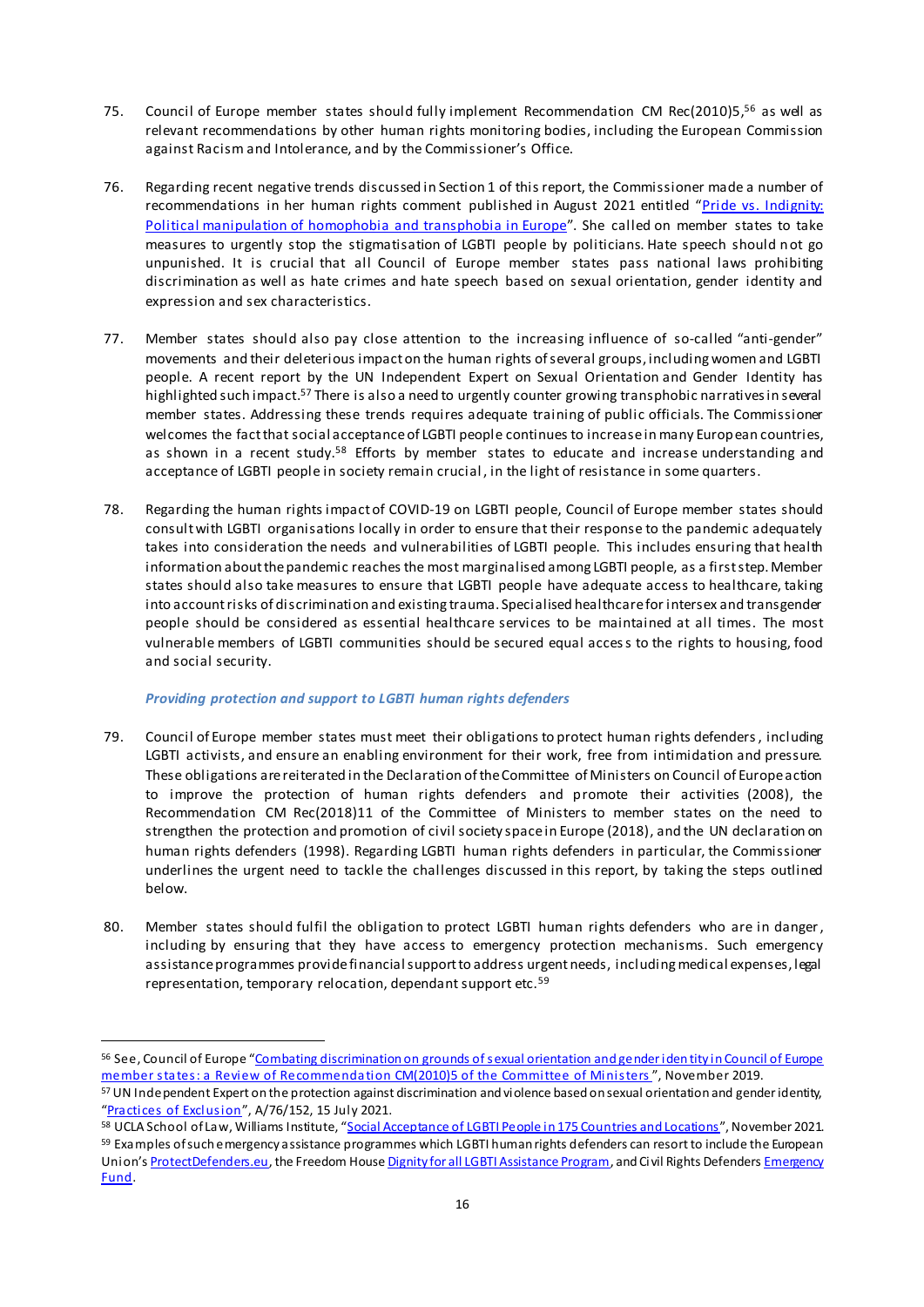75. Council of Europe member states should fully implement Recommendation CM Rec(2010)5,[56] as well as relevant recommendations by other human rights monitoring bodies, including the European Commission against Racism and Intolerance, and by the Commissioner's Office.

76. Regarding recent negative trends discussed in Section 1 of this report, the Commissioner made a number of recommendations in her human rights comment published in August 2021 entitled "[Pride vs. Indignity: Political manipulation of homophobia and transphobia in Europe]()". She called on member states to take measures to urgently stop the stigmatisation of LGBTI people by politicians. Hate speech should not go unpunished. It is crucial that all Council of Europe member states pass national laws prohibiting discrimination as well as hate crimes and hate speech based on sexual orientation, gender identity and expression and sex characteristics.

77. Member states should also pay close attention to the increasing influence of so-called "anti-gender" movements and their deleterious impact on the human rights of several groups, including women and LGBTI people. A recent report by the UN Independent Expert on Sexual Orientation and Gender Identity has highlighted such impact.[57] There is also a need to urgently counter growing transphobic narratives in several member states. Addressing these trends requires adequate training of public officials. The Commissioner welcomes the fact that social acceptance of LGBTI people continues to increase in many European countries, as shown in a recent study.[58] Efforts by member states to educate and increase understanding and acceptance of LGBTI people in society remain crucial, in the light of resistance in some quarters.

78. Regarding the human rights impact of COVID-19 on LGBTI people, Council of Europe member states should consult with LGBTI organisations locally in order to ensure that their response to the pandemic adequately takes into consideration the needs and vulnerabilities of LGBTI people. This includes ensuring that health information about the pandemic reaches the most marginalised among LGBTI people, as a first step. Member states should also take measures to ensure that LGBTI people have adequate access to healthcare, taking into account risks of discrimination and existing trauma. Specialised healthcare for intersex and transgender people should be considered as essential healthcare services to be maintained at all times. The most vulnerable members of LGBTI communities should be secured equal access to the rights to housing, food and social security.

*Providing protection and support to LGBTI human rights defenders*

79. Council of Europe member states must meet their obligations to protect human rights defenders, including LGBTI activists, and ensure an enabling environment for their work, free from intimidation and pressure. These obligations are reiterated in the Declaration of the Committee of Ministers on Council of Europe action to improve the protection of human rights defenders and promote their activities (2008), the Recommendation CM Rec(2018)11 of the Committee of Ministers to member states on the need to strengthen the protection and promotion of civil society space in Europe (2018), and the UN declaration on human rights defenders (1998). Regarding LGBTI human rights defenders in particular, the Commissioner underlines the urgent need to tackle the challenges discussed in this report, by taking the steps outlined below.

80. Member states should fulfil the obligation to protect LGBTI human rights defenders who are in danger, including by ensuring that they have access to emergency protection mechanisms. Such emergency assistance programmes provide financial support to address urgent needs, including medical expenses, legal representation, temporary relocation, dependant support etc.[59]

---

[56] See, Council of Europe "Combating discrimination on grounds of sexual orientation and gender identity in Council of Europe member states: a Review of Recommendation CM(2010)5 of the Committee of Ministers", November 2019.

[57] UN Independent Expert on the protection against discrimination and violence based on sexual orientation and gender identity, "Practices of Exclusion", A/76/152, 15 July 2021.

[58] UCLA School of Law, Williams Institute, "Social Acceptance of LGBTI People in 175 Countries and Locations", November 2021.

[59] Examples of such emergency assistance programmes which LGBTI human rights defenders can resort to include the European Union's ProtectDefenders.eu, the Freedom House Dignity for all LGBTI Assistance Program, and Civil Rights Defenders Emergency Fund.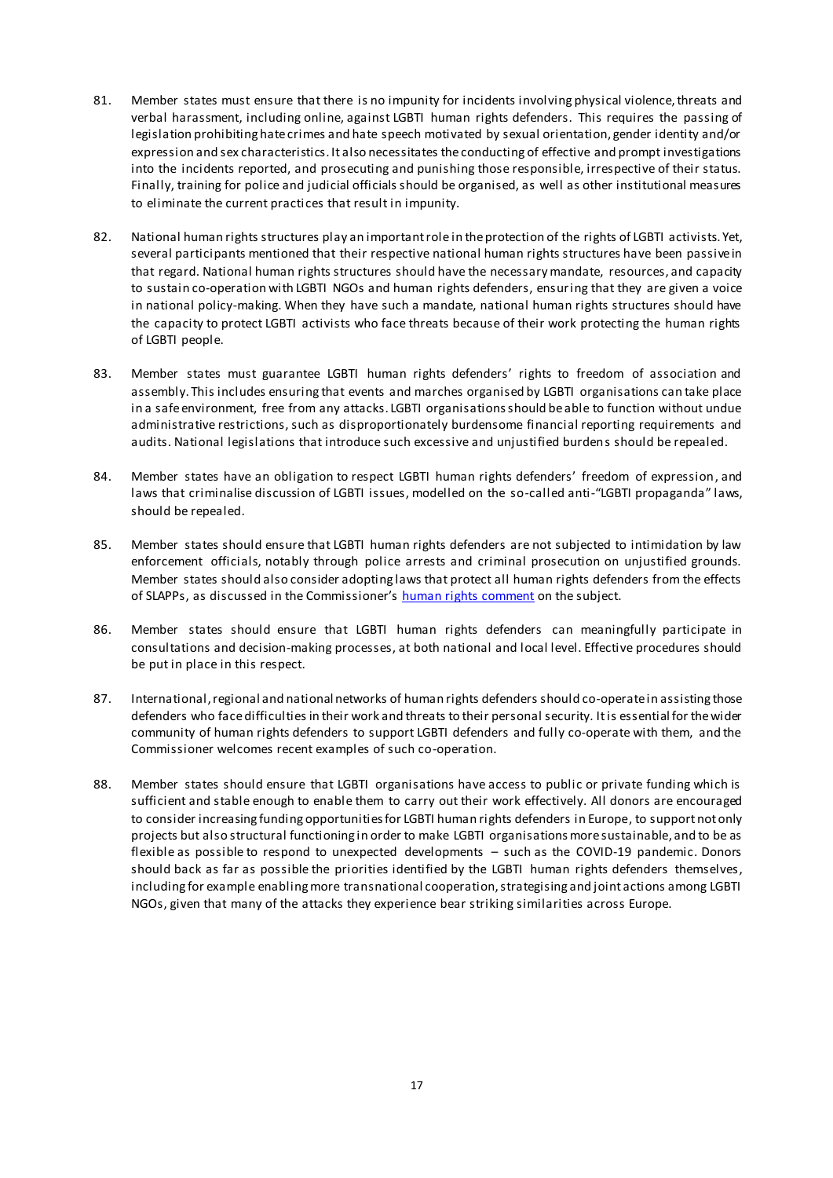81. Member states must ensure that there is no impunity for incidents involving physical violence, threats and verbal harassment, including online, against LGBTI human rights defenders. This requires the passing of legislation prohibiting hate crimes and hate speech motivated by sexual orientation, gender identity and/or expression and sex characteristics. It also necessitates the conducting of effective and prompt investigations into the incidents reported, and prosecuting and punishing those responsible, irrespective of their status. Finally, training for police and judicial officials should be organised, as well as other institutional measures to eliminate the current practices that result in impunity.

82. National human rights structures play an important role in the protection of the rights of LGBTI activists. Yet, several participants mentioned that their respective national human rights structures have been passive in that regard. National human rights structures should have the necessary mandate, resources, and capacity to sustain co-operation with LGBTI NGOs and human rights defenders, ensuring that they are given a voice in national policy-making. When they have such a mandate, national human rights structures should have the capacity to protect LGBTI activists who face threats because of their work protecting the human rights of LGBTI people.

83. Member states must guarantee LGBTI human rights defenders' rights to freedom of association and assembly. This includes ensuring that events and marches organised by LGBTI organisations can take place in a safe environment, free from any attacks. LGBTI organisations should be able to function without undue administrative restrictions, such as disproportionately burdensome financial reporting requirements and audits. National legislations that introduce such excessive and unjustified burdens should be repealed.

84. Member states have an obligation to respect LGBTI human rights defenders' freedom of expression, and laws that criminalise discussion of LGBTI issues, modelled on the so-called anti-"LGBTI propaganda" laws, should be repealed.

85. Member states should ensure that LGBTI human rights defenders are not subjected to intimidation by law enforcement officials, notably through police arrests and criminal prosecution on unjustified grounds. Member states should also consider adopting laws that protect all human rights defenders from the effects of SLAPPs, as discussed in the Commissioner's human rights comment on the subject.

86. Member states should ensure that LGBTI human rights defenders can meaningfully participate in consultations and decision-making processes, at both national and local level. Effective procedures should be put in place in this respect.

87. International, regional and national networks of human rights defenders should co-operate in assisting those defenders who face difficulties in their work and threats to their personal security. It is essential for the wider community of human rights defenders to support LGBTI defenders and fully co-operate with them, and the Commissioner welcomes recent examples of such co-operation.

88. Member states should ensure that LGBTI organisations have access to public or private funding which is sufficient and stable enough to enable them to carry out their work effectively. All donors are encouraged to consider increasing funding opportunities for LGBTI human rights defenders in Europe, to support not only projects but also structural functioning in order to make LGBTI organisations more sustainable, and to be as flexible as possible to respond to unexpected developments – such as the COVID-19 pandemic. Donors should back as far as possible the priorities identified by the LGBTI human rights defenders themselves, including for example enabling more transnational cooperation, strategising and joint actions among LGBTI NGOs, given that many of the attacks they experience bear striking similarities across Europe.